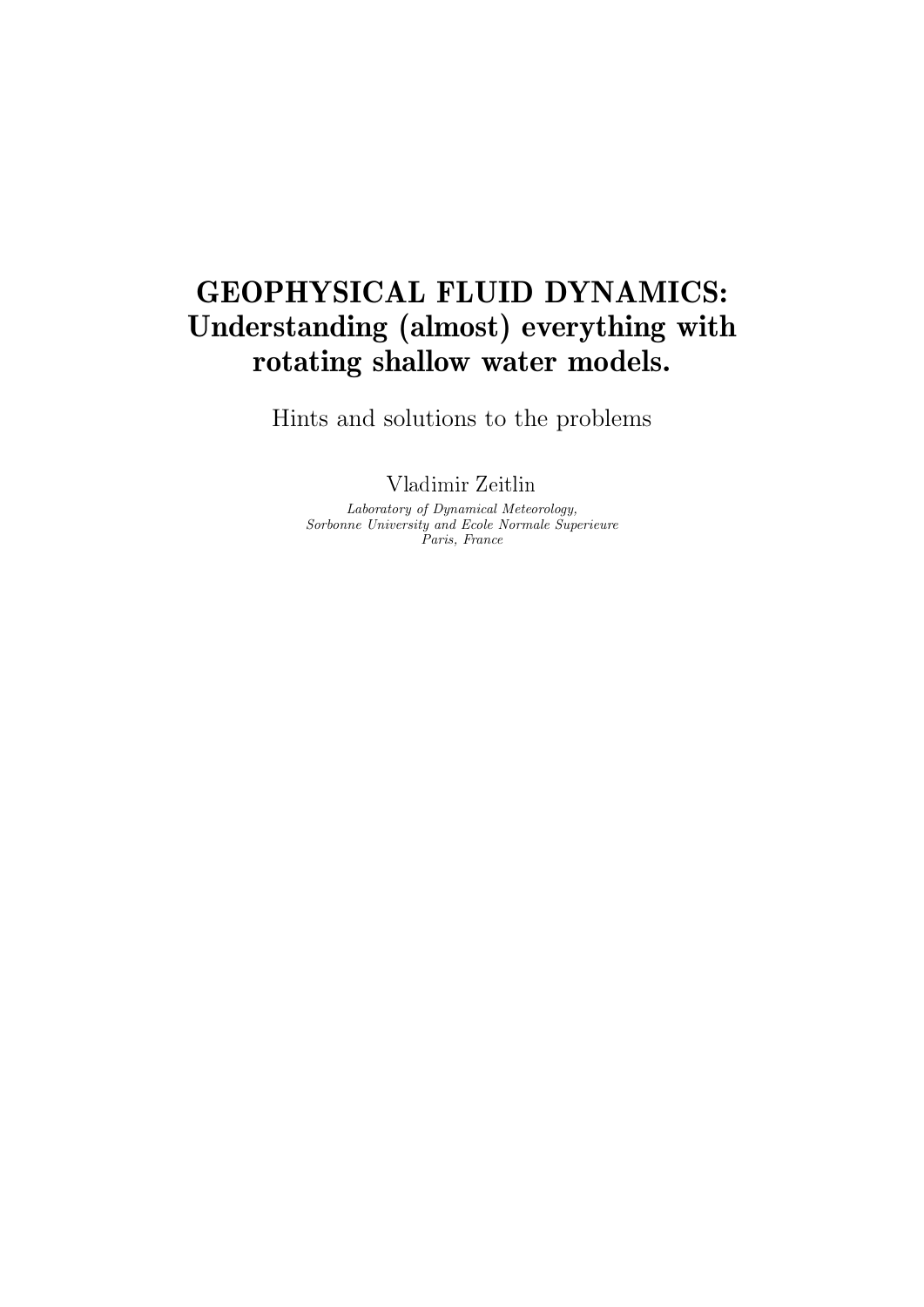# GEOPHYSICAL FLUID DYNAMICS: Understanding (almost) everything with rotating shallow water models.

Hints and solutions to the problems

Vladimir Zeitlin

*Laboratory of Dynamical Meteorology,*
*Sorbonne University and Ecole Normale Superieure*
*Paris, France*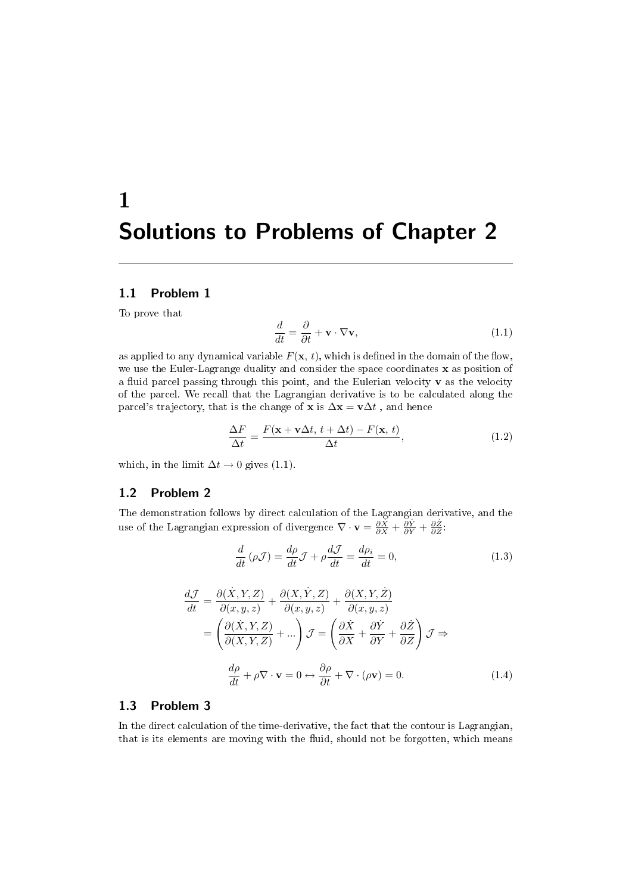# 1 Solutions to Problems of Chapter 2

## 1.1 Problem 1

To prove that

$$\frac{d}{dt} = \frac{\partial}{\partial t} + \mathbf{v} \cdot \nabla \mathbf{v}, \tag{1.1}$$

as applied to any dynamical variable $F(\mathbf{x}, t)$, which is defined in the domain of the flow, we use the Euler-Lagrange duality and consider the space coordinates $\mathbf{x}$ as position of a fluid parcel passing through this point, and the Eulerian velocity $\mathbf{v}$ as the velocity of the parcel. We recall that the Lagrangian derivative is to be calculated along the parcel's trajectory, that is the change of $\mathbf{x}$ is $\Delta \mathbf{x} = \mathbf{v}\Delta t$ , and hence

$$\frac{\Delta F}{\Delta t} = \frac{F(\mathbf{x} + \mathbf{v}\Delta t, \, t + \Delta t) - F(\mathbf{x}, \, t)}{\Delta t}, \tag{1.2}$$

which, in the limit $\Delta t \to 0$ gives (1.1).

## 1.2 Problem 2

The demonstration follows by direct calculation of the Lagrangian derivative, and the use of the Lagrangian expression of divergence $\nabla \cdot \mathbf{v} = \frac{\partial \dot{X}}{\partial X} + \frac{\partial \dot{Y}}{\partial Y} + \frac{\partial \dot{Z}}{\partial Z}$:

$$\frac{d}{dt}(\rho \mathcal{J}) = \frac{d\rho}{dt}\mathcal{J} + \rho \frac{d\mathcal{J}}{dt} = \frac{d\rho_i}{dt} = 0, \tag{1.3}$$

$$\begin{aligned}
\frac{d\mathcal{J}}{dt} &= \frac{\partial(\dot{X}, Y, Z)}{\partial(x, y, z)} + \frac{\partial(X, \dot{Y}, Z)}{\partial(x, y, z)} + \frac{\partial(X, Y, \dot{Z})}{\partial(x, y, z)} \\
&= \left( \frac{\partial(\dot{X}, Y, Z)}{\partial(X, Y, Z)} + ... \right) \mathcal{J} = \left( \frac{\partial \dot{X}}{\partial X} + \frac{\partial \dot{Y}}{\partial Y} + \frac{\partial \dot{Z}}{\partial Z} \right) \mathcal{J} \Rightarrow
\end{aligned}$$

$$\frac{d\rho}{dt} + \rho \nabla \cdot \mathbf{v} = 0 \leftrightarrow \frac{\partial \rho}{\partial t} + \nabla \cdot (\rho \mathbf{v}) = 0. \tag{1.4}$$

## 1.3 Problem 3

In the direct calculation of the time-derivative, the fact that the contour is Lagrangian, that is its elements are moving with the fluid, should not be forgotten, which means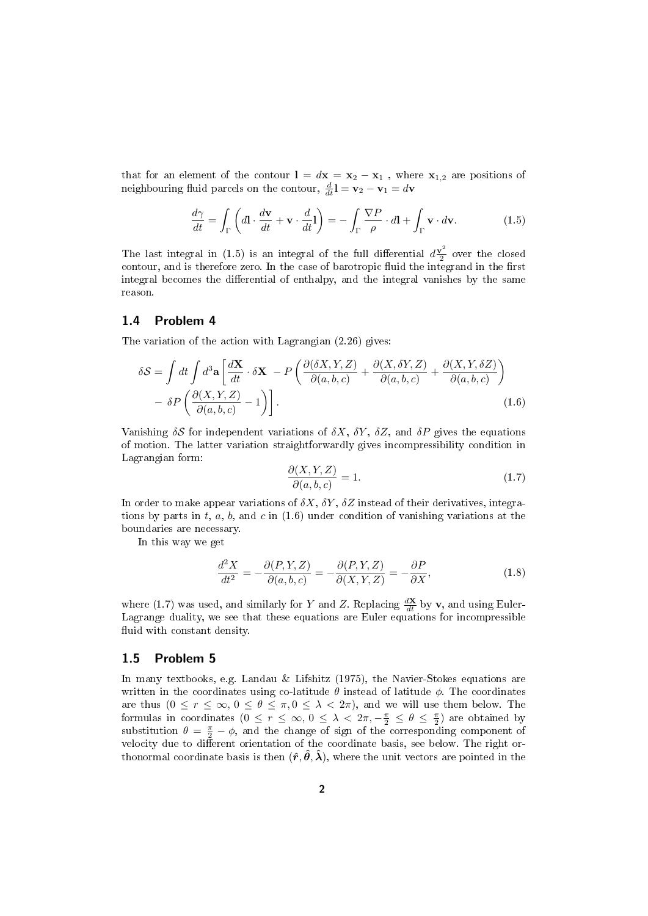that for an element of the contour $\mathbf{l} = d\mathbf{x} = \mathbf{x}_2 - \mathbf{x}_1$ , where $\mathbf{x}_{1,2}$ are positions of neighbouring fluid parcels on the contour, $\frac{d}{dt}\mathbf{l} = \mathbf{v}_2 - \mathbf{v}_1 = d\mathbf{v}$

$$
\frac{d\gamma}{dt} = \int_{\Gamma} \left( d\mathbf{l} \cdot \frac{d\mathbf{v}}{dt} + \mathbf{v} \cdot \frac{d}{dt}\mathbf{l} \right) = - \int_{\Gamma} \frac{\nabla P}{\rho} \cdot d\mathbf{l} + \int_{\Gamma} \mathbf{v} \cdot d\mathbf{v}. \tag{1.5}
$$

The last integral in (1.5) is an integral of the full differential $d\frac{\mathbf{v}^2}{2}$ over the closed contour, and is therefore zero. In the case of barotropic fluid the integrand in the first integral becomes the differential of enthalpy, and the integral vanishes by the same reason.

## 1.4 Problem 4

The variation of the action with Lagrangian (2.26) gives:

$$
\begin{aligned}
\delta \mathcal{S} = \int dt \int d^3\mathbf{a} \Bigg[ \frac{d\mathbf{X}}{dt} \cdot \delta \mathbf{X} \; - P \left( \frac{\partial(\delta X, Y, Z)}{\partial(a,b,c)} + \frac{\partial(X, \delta Y, Z)}{\partial(a,b,c)} + \frac{\partial(X, Y, \delta Z)}{\partial(a,b,c)} \right) \\
- \; \delta P \left( \frac{\partial(X,Y,Z)}{\partial(a,b,c)} - 1 \right) \Bigg].
\end{aligned} \tag{1.6}
$$

Vanishing $\delta\mathcal{S}$ for independent variations of $\delta X$, $\delta Y$, $\delta Z$, and $\delta P$ gives the equations of motion. The latter variation straightforwardly gives incompressibility condition in Lagrangian form:

$$
\frac{\partial(X,Y,Z)}{\partial(a,b,c)} = 1. \tag{1.7}
$$

In order to make appear variations of $\delta X$, $\delta Y$, $\delta Z$ instead of their derivatives, integrations by parts in $t$, $a$, $b$, and $c$ in (1.6) under condition of vanishing variations at the boundaries are necessary.

In this way we get

$$
\frac{d^2 X}{dt^2} = - \frac{\partial(P,Y,Z)}{\partial(a,b,c)} = - \frac{\partial(P,Y,Z)}{\partial(X,Y,Z)} = - \frac{\partial P}{\partial X}, \tag{1.8}
$$

where (1.7) was used, and similarly for $Y$ and $Z$. Replacing $\frac{d\mathbf{X}}{dt}$ by $\mathbf{v}$, and using Euler-Lagrange duality, we see that these equations are Euler equations for incompressible fluid with constant density.

## 1.5 Problem 5

In many textbooks, e.g. Landau & Lifshitz (1975), the Navier-Stokes equations are written in the coordinates using co-latitude $\theta$ instead of latitude $\phi$. The coordinates are thus $(0 \leq r \leq \infty, 0 \leq \theta \leq \pi, 0 \leq \lambda < 2\pi)$, and we will use them below. The formulas in coordinates $(0 \leq r \leq \infty, 0 \leq \lambda < 2\pi, -\frac{\pi}{2} \leq \theta \leq \frac{\pi}{2})$ are obtained by substitution $\theta = \frac{\pi}{2} - \phi$, and the change of sign of the corresponding component of velocity due to different orientation of the coordinate basis, see below. The right orthonormal coordinate basis is then $(\hat{\boldsymbol{r}}, \hat{\boldsymbol{\theta}}, \hat{\boldsymbol{\lambda}})$, where the unit vectors are pointed in the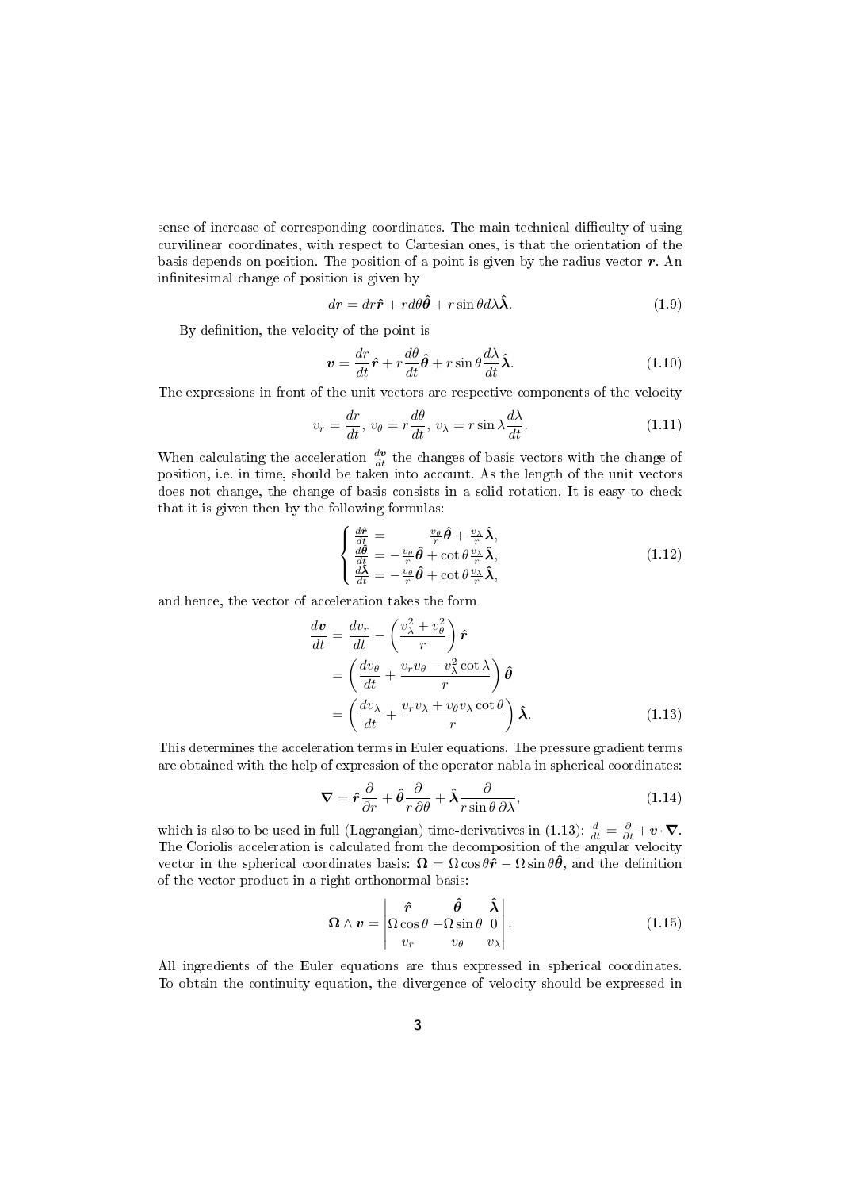sense of increase of corresponding coordinates. The main technical difficulty of using curvilinear coordinates, with respect to Cartesian ones, is that the orientation of the basis depends on position. The position of a point is given by the radius-vector $\boldsymbol{r}$. An infinitesimal change of position is given by

$$d\boldsymbol{r} = dr\hat{\boldsymbol{r}} + rd\theta\hat{\boldsymbol{\theta}} + r\sin\theta d\lambda\hat{\boldsymbol{\lambda}}. \tag{1.9}$$

By definition, the velocity of the point is

$$\boldsymbol{v} = \frac{dr}{dt}\hat{\boldsymbol{r}} + r\frac{d\theta}{dt}\hat{\boldsymbol{\theta}} + r\sin\theta\frac{d\lambda}{dt}\hat{\boldsymbol{\lambda}}. \tag{1.10}$$

The expressions in front of the unit vectors are respective components of the velocity

$$v_r = \frac{dr}{dt},\ v_\theta = r\frac{d\theta}{dt},\ v_\lambda = r\sin\lambda\frac{d\lambda}{dt}. \tag{1.11}$$

When calculating the acceleration $\frac{d\boldsymbol{v}}{dt}$ the changes of basis vectors with the change of position, i.e. in time, should be taken into account. As the length of the unit vectors does not change, the change of basis consists in a solid rotation. It is easy to check that it is given then by the following formulas:

$$\begin{cases} \frac{d\hat{\boldsymbol{r}}}{dt} = \phantom{-}\frac{v_\theta}{r}\hat{\boldsymbol{\theta}} + \frac{v_\lambda}{r}\hat{\boldsymbol{\lambda}}, \\ \frac{d\hat{\boldsymbol{\theta}}}{dt} = -\frac{v_\theta}{r}\hat{\boldsymbol{\theta}} + \cot\theta\frac{v_\lambda}{r}\hat{\boldsymbol{\lambda}}, \\ \frac{d\hat{\boldsymbol{\lambda}}}{dt} = -\frac{v_\theta}{r}\hat{\boldsymbol{\theta}} + \cot\theta\frac{v_\lambda}{r}\hat{\boldsymbol{\lambda}}, \end{cases} \tag{1.12}$$

and hence, the vector of acceleration takes the form

$$\begin{aligned} \frac{d\boldsymbol{v}}{dt} &= \frac{dv_r}{dt} - \left(\frac{v_\lambda^2 + v_\theta^2}{r}\right)\hat{\boldsymbol{r}} \\ &= \left(\frac{dv_\theta}{dt} + \frac{v_r v_\theta - v_\lambda^2\cot\lambda}{r}\right)\hat{\boldsymbol{\theta}} \\ &= \left(\frac{dv_\lambda}{dt} + \frac{v_r v_\lambda + v_\theta v_\lambda \cot\theta}{r}\right)\hat{\boldsymbol{\lambda}}. \end{aligned} \tag{1.13}$$

This determines the acceleration terms in Euler equations. The pressure gradient terms are obtained with the help of expression of the operator nabla in spherical coordinates:

$$\boldsymbol{\nabla} = \hat{\boldsymbol{r}}\frac{\partial}{\partial r} + \hat{\boldsymbol{\theta}}\frac{\partial}{r\,\partial\theta} + \hat{\boldsymbol{\lambda}}\frac{\partial}{r\sin\theta\,\partial\lambda}, \tag{1.14}$$

which is also to be used in full (Lagrangian) time-derivatives in (1.13): $\frac{d}{dt} = \frac{\partial}{\partial t} + \boldsymbol{v}\cdot\boldsymbol{\nabla}$. The Coriolis acceleration is calculated from the decomposition of the angular velocity vector in the spherical coordinates basis: $\boldsymbol{\Omega} = \Omega\cos\theta\hat{\boldsymbol{r}} - \Omega\sin\theta\hat{\boldsymbol{\theta}}$, and the definition of the vector product in a right orthonormal basis:

$$\boldsymbol{\Omega}\wedge\boldsymbol{v} = \begin{vmatrix} \hat{\boldsymbol{r}} & \hat{\boldsymbol{\theta}} & \hat{\boldsymbol{\lambda}} \\ \Omega\cos\theta & -\Omega\sin\theta & 0 \\ v_r & v_\theta & v_\lambda \end{vmatrix}. \tag{1.15}$$

All ingredients of the Euler equations are thus expressed in spherical coordinates. To obtain the continuity equation, the divergence of velocity should be expressed in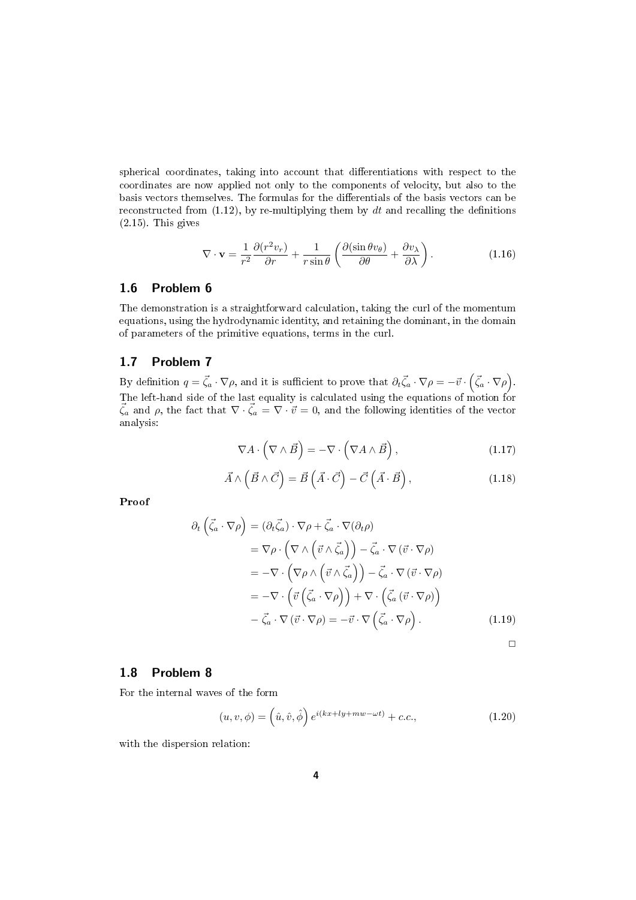spherical coordinates, taking into account that differentiations with respect to the coordinates are now applied not only to the components of velocity, but also to the basis vectors themselves. The formulas for the differentials of the basis vectors can be reconstructed from (1.12), by re-multiplying them by $dt$ and recalling the definitions (2.15). This gives

$$\nabla \cdot \mathbf{v} = \frac{1}{r^2}\frac{\partial (r^2 v_r)}{\partial r} + \frac{1}{r\sin\theta}\left(\frac{\partial (\sin\theta v_\theta)}{\partial \theta} + \frac{\partial v_\lambda}{\partial \lambda}\right). \tag{1.16}$$

## 1.6 Problem 6

The demonstration is a straightforward calculation, taking the curl of the momentum equations, using the hydrodynamic identity, and retaining the dominant, in the domain of parameters of the primitive equations, terms in the curl.

## 1.7 Problem 7

By definition $q = \vec{\zeta}_a \cdot \nabla\rho$, and it is sufficient to prove that $\partial_t \vec{\zeta}_a \cdot \nabla\rho = -\vec{v}\cdot\left(\vec{\zeta}_a \cdot \nabla\rho\right)$. The left-hand side of the last equality is calculated using the equations of motion for $\vec{\zeta}_a$ and $\rho$, the fact that $\nabla\cdot\vec{\zeta}_a = \nabla\cdot\vec{v} = 0$, and the following identities of the vector analysis:

$$\nabla A \cdot \left(\nabla \wedge \vec{B}\right) = -\nabla\cdot\left(\nabla A \wedge \vec{B}\right), \tag{1.17}$$

$$\vec{A}\wedge\left(\vec{B}\wedge\vec{C}\right) = \vec{B}\left(\vec{A}\cdot\vec{C}\right) - \vec{C}\left(\vec{A}\cdot\vec{B}\right), \tag{1.18}$$

**Proof**

$$\begin{aligned}
\partial_t\left(\vec{\zeta}_a\cdot\nabla\rho\right) &= (\partial_t\vec{\zeta}_a)\cdot\nabla\rho + \vec{\zeta}_a\cdot\nabla(\partial_t\rho) \\
&= \nabla\rho\cdot\left(\nabla\wedge\left(\vec{v}\wedge\vec{\zeta}_a\right)\right) - \vec{\zeta}_a\cdot\nabla\left(\vec{v}\cdot\nabla\rho\right) \\
&= -\nabla\cdot\left(\nabla\rho\wedge\left(\vec{v}\wedge\vec{\zeta}_a\right)\right) - \vec{\zeta}_a\cdot\nabla\left(\vec{v}\cdot\nabla\rho\right) \\
&= -\nabla\cdot\left(\vec{v}\left(\vec{\zeta}_a\cdot\nabla\rho\right)\right) + \nabla\cdot\left(\vec{\zeta}_a\left(\vec{v}\cdot\nabla\rho\right)\right) \\
&\quad - \vec{\zeta}_a\cdot\nabla\left(\vec{v}\cdot\nabla\rho\right) = -\vec{v}\cdot\nabla\left(\vec{\zeta}_a\cdot\nabla\rho\right).
\end{aligned} \tag{1.19}$$

□

## 1.8 Problem 8

For the internal waves of the form

$$(u, v, \phi) = \left(\hat{u}, \hat{v}, \hat{\phi}\right)e^{i(kx+ly+mw-\omega t)} + c.c., \tag{1.20}$$

with the dispersion relation: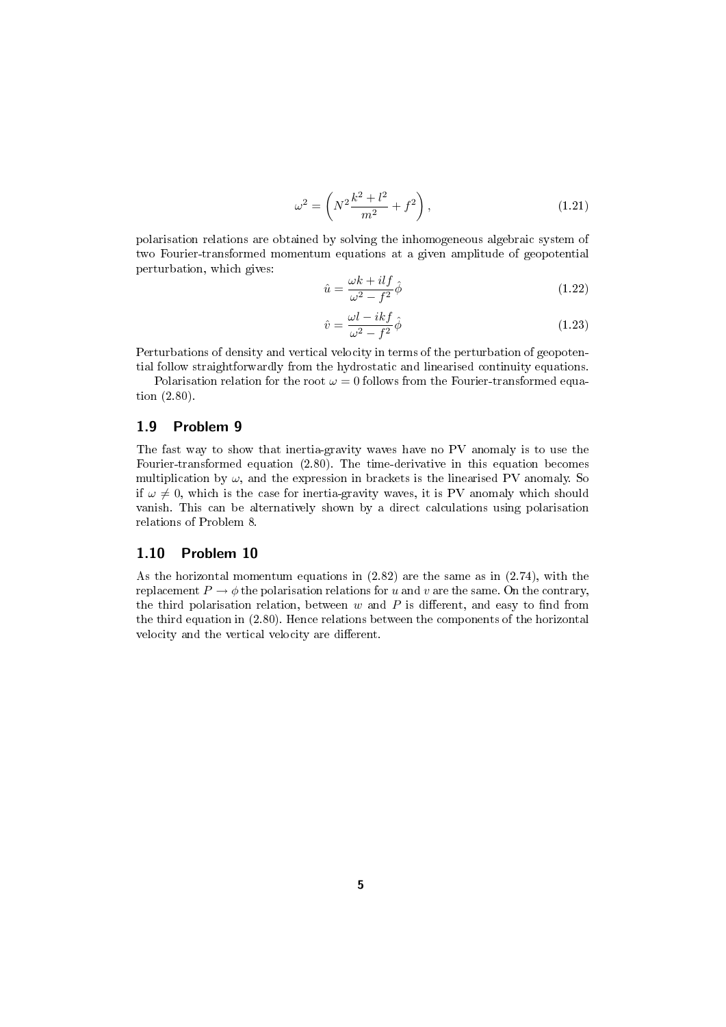$$\omega^2 = \left( N^2 \frac{k^2 + l^2}{m^2} + f^2 \right), \tag{1.21}$$

polarisation relations are obtained by solving the inhomogeneous algebraic system of two Fourier-transformed momentum equations at a given amplitude of geopotential perturbation, which gives:

$$\hat{u} = \frac{\omega k + i l f}{\omega^2 - f^2} \hat{\phi} \tag{1.22}$$

$$\hat{v} = \frac{\omega l - i k f}{\omega^2 - f^2} \hat{\phi} \tag{1.23}$$

Perturbations of density and vertical velocity in terms of the perturbation of geopotential follow straightforwardly from the hydrostatic and linearised continuity equations.

Polarisation relation for the root $\omega = 0$ follows from the Fourier-transformed equation (2.80).

## 1.9 Problem 9

The fast way to show that inertia-gravity waves have no PV anomaly is to use the Fourier-transformed equation (2.80). The time-derivative in this equation becomes multiplication by $\omega$, and the expression in brackets is the linearised PV anomaly. So if $\omega \neq 0$, which is the case for inertia-gravity waves, it is PV anomaly which should vanish. This can be alternatively shown by a direct calculations using polarisation relations of Problem 8.

## 1.10 Problem 10

As the horizontal momentum equations in (2.82) are the same as in (2.74), with the replacement $P \to \phi$ the polarisation relations for $u$ and $v$ are the same. On the contrary, the third polarisation relation, between $w$ and $P$ is different, and easy to find from the third equation in (2.80). Hence relations between the components of the horizontal velocity and the vertical velocity are different.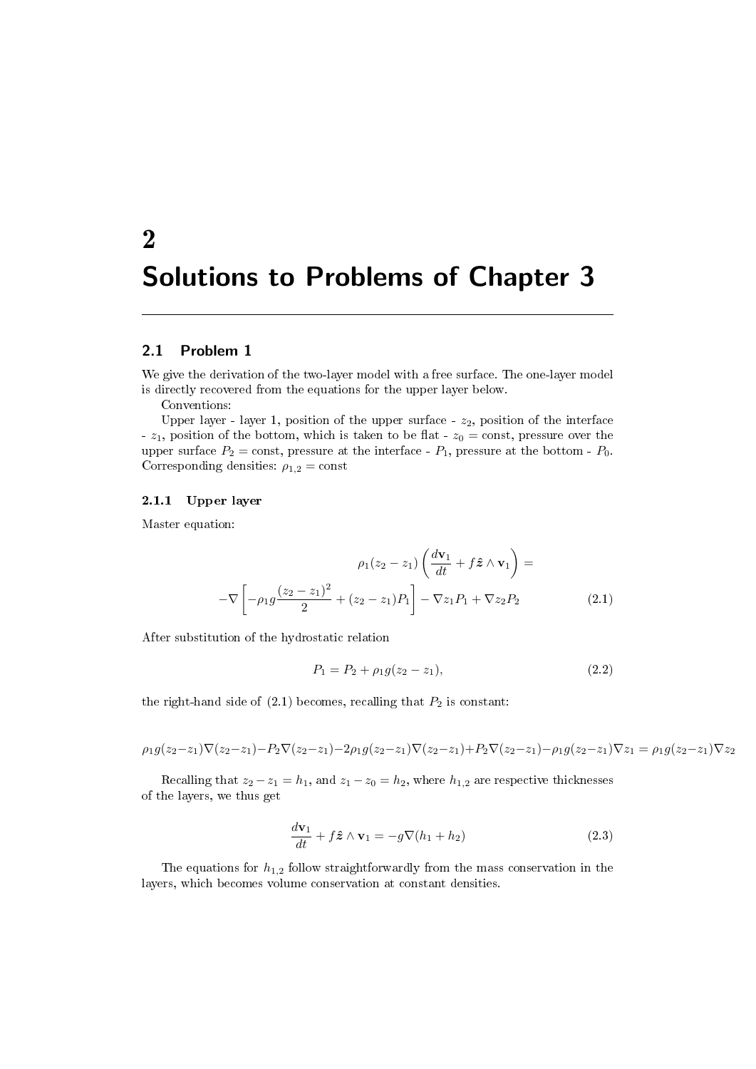# 2

# Solutions to Problems of Chapter 3

## 2.1 Problem 1

We give the derivation of the two-layer model with a free surface. The one-layer model is directly recovered from the equations for the upper layer below.

Conventions:

Upper layer - layer 1, position of the upper surface - $z_2$, position of the interface - $z_1$, position of the bottom, which is taken to be flat - $z_0 = \text{const}$, pressure over the upper surface $P_2 = \text{const}$, pressure at the interface - $P_1$, pressure at the bottom - $P_0$. Corresponding densities: $\rho_{1,2} = \text{const}$

### 2.1.1 Upper layer

Master equation:

$$\rho_1(z_2 - z_1)\left(\frac{d\mathbf{v}_1}{dt} + f\hat{\boldsymbol{z}} \wedge \mathbf{v}_1\right) =$$
$$-\nabla\left[-\rho_1 g\frac{(z_2 - z_1)^2}{2} + (z_2 - z_1)P_1\right] - \nabla z_1 P_1 + \nabla z_2 P_2 \tag{2.1}$$

After substitution of the hydrostatic relation

$$P_1 = P_2 + \rho_1 g(z_2 - z_1), \tag{2.2}$$

the right-hand side of (2.1) becomes, recalling that $P_2$ is constant:

$$\rho_1 g(z_2-z_1)\nabla(z_2-z_1) - P_2\nabla(z_2-z_1) - 2\rho_1 g(z_2-z_1)\nabla(z_2-z_1) + P_2\nabla(z_2-z_1) - \rho_1 g(z_2-z_1)\nabla z_1 = \rho_1 g(z_2-z_1)\nabla z_2$$

Recalling that $z_2 - z_1 = h_1$, and $z_1 - z_0 = h_2$, where $h_{1,2}$ are respective thicknesses of the layers, we thus get

$$\frac{d\mathbf{v}_1}{dt} + f\hat{\boldsymbol{z}} \wedge \mathbf{v}_1 = -g\nabla(h_1 + h_2) \tag{2.3}$$

The equations for $h_{1,2}$ follow straightforwardly from the mass conservation in the layers, which becomes volume conservation at constant densities.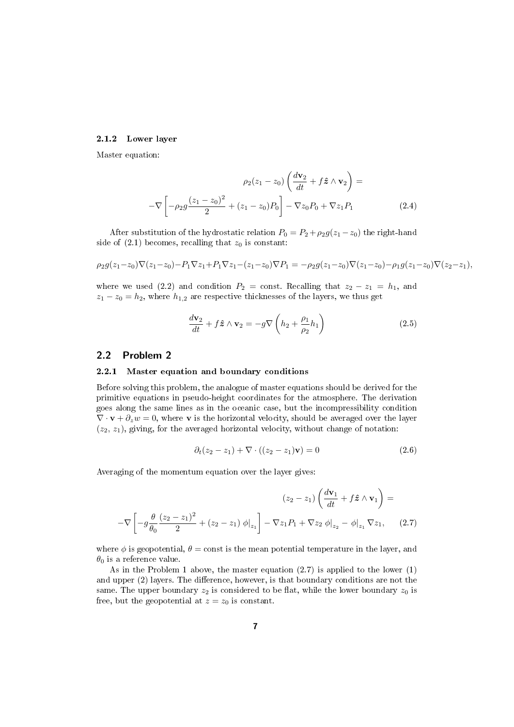#### 2.1.2 Lower layer

Master equation:

$$\rho_2(z_1 - z_0)\left(\frac{d\mathbf{v}_2}{dt} + f\hat{\boldsymbol{z}} \wedge \mathbf{v}_2\right) =$$
$$-\nabla\left[-\rho_2 g\frac{(z_1 - z_0)^2}{2} + (z_1 - z_0)P_0\right] - \nabla z_0 P_0 + \nabla z_1 P_1 \tag{2.4}$$

After substitution of the hydrostatic relation $P_0 = P_2 + \rho_2 g(z_1 - z_0)$ the right-hand side of (2.1) becomes, recalling that $z_0$ is constant:

$$\rho_2 g(z_1 - z_0)\nabla(z_1 - z_0) - P_1\nabla z_1 + P_1\nabla z_1 - (z_1 - z_0)\nabla P_1 = -\rho_2 g(z_1 - z_0)\nabla(z_1 - z_0) - \rho_1 g(z_1 - z_0)\nabla(z_2 - z_1),$$

where we used (2.2) and condition $P_2 = $ const. Recalling that $z_2 - z_1 = h_1$, and $z_1 - z_0 = h_2$, where $h_{1,2}$ are respective thicknesses of the layers, we thus get

$$\frac{d\mathbf{v}_2}{dt} + f\hat{\boldsymbol{z}} \wedge \mathbf{v}_2 = -g\nabla\left(h_2 + \frac{\rho_1}{\rho_2}h_1\right) \tag{2.5}$$

## 2.2 Problem 2

### 2.2.1 Master equation and boundary conditions

Before solving this problem, the analogue of master equations should be derived for the primitive equations in pseudo-height coordinates for the atmosphere. The derivation goes along the same lines as in the oceanic case, but the incompressibility condition $\nabla \cdot \mathbf{v} + \partial_z w = 0$, where $\mathbf{v}$ is the horizontal velocity, should be averaged over the layer $(z_2, z_1)$, giving, for the averaged horizontal velocity, without change of notation:

$$\partial_t(z_2 - z_1) + \nabla \cdot ((z_2 - z_1)\mathbf{v}) = 0 \tag{2.6}$$

Averaging of the momentum equation over the layer gives:

$$(z_2 - z_1)\left(\frac{d\mathbf{v}_1}{dt} + f\hat{\boldsymbol{z}} \wedge \mathbf{v}_1\right) =$$
$$-\nabla\left[-g\frac{\theta}{\theta_0}\frac{(z_2 - z_1)^2}{2} + (z_2 - z_1)\,\phi|_{z_1}\right] - \nabla z_1 P_1 + \nabla z_2\,\phi|_{z_2} - \phi|_{z_1}\nabla z_1, \tag{2.7}$$

where $\phi$ is geopotential, $\theta = $ const is the mean potential temperature in the layer, and $\theta_0$ is a reference value.

As in the Problem 1 above, the master equation (2.7) is applied to the lower (1) and upper (2) layers. The difference, however, is that boundary conditions are not the same. The upper boundary $z_2$ is considered to be flat, while the lower boundary $z_0$ is free, but the geopotential at $z = z_0$ is constant.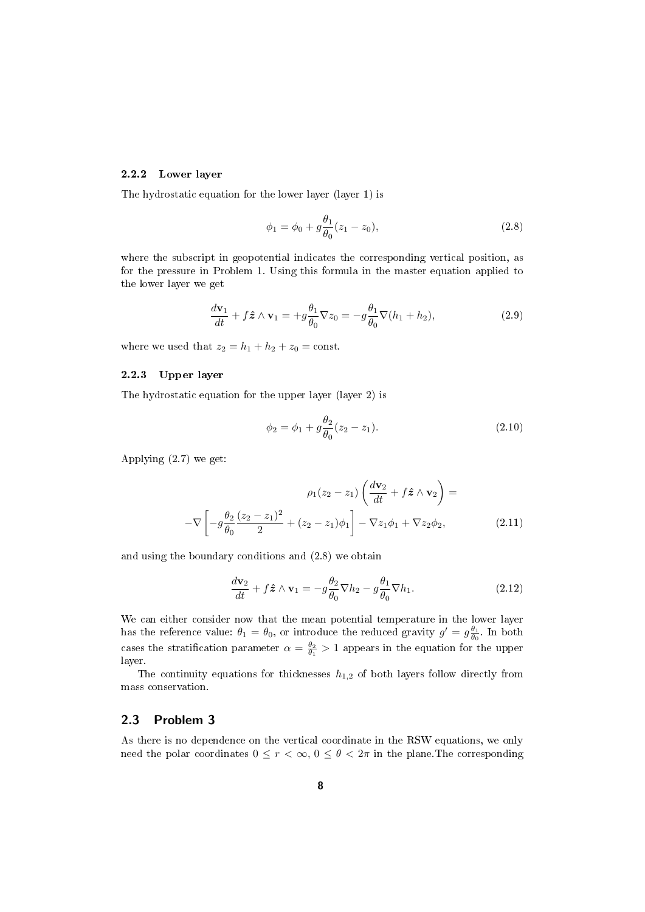### 2.2.2 Lower layer

The hydrostatic equation for the lower layer (layer 1) is

$$\phi_1 = \phi_0 + g\frac{\theta_1}{\theta_0}(z_1 - z_0), \tag{2.8}$$

where the subscript in geopotential indicates the corresponding vertical position, as for the pressure in Problem 1. Using this formula in the master equation applied to the lower layer we get

$$\frac{d\mathbf{v}_1}{dt} + f\hat{\boldsymbol{z}} \wedge \mathbf{v}_1 = +g\frac{\theta_1}{\theta_0}\nabla z_0 = -g\frac{\theta_1}{\theta_0}\nabla(h_1 + h_2), \tag{2.9}$$

where we used that $z_2 = h_1 + h_2 + z_0 = \text{const.}$

### 2.2.3 Upper layer

The hydrostatic equation for the upper layer (layer 2) is

$$\phi_2 = \phi_1 + g\frac{\theta_2}{\theta_0}(z_2 - z_1). \tag{2.10}$$

Applying (2.7) we get:

$$\rho_1(z_2 - z_1)\left(\frac{d\mathbf{v}_2}{dt} + f\hat{\boldsymbol{z}} \wedge \mathbf{v}_2\right) =$$

$$-\nabla\left[-g\frac{\theta_2}{\theta_0}\frac{(z_2 - z_1)^2}{2} + (z_2 - z_1)\phi_1\right] - \nabla z_1\phi_1 + \nabla z_2\phi_2, \tag{2.11}$$

and using the boundary conditions and (2.8) we obtain

$$\frac{d\mathbf{v}_2}{dt} + f\hat{\boldsymbol{z}} \wedge \mathbf{v}_1 = -g\frac{\theta_2}{\theta_0}\nabla h_2 - g\frac{\theta_1}{\theta_0}\nabla h_1. \tag{2.12}$$

We can either consider now that the mean potential temperature in the lower layer has the reference value: $\theta_1 = \theta_0$, or introduce the reduced gravity $g' = g\frac{\theta_1}{\theta_0}$. In both cases the stratification parameter $\alpha = \frac{\theta_2}{\theta_1} > 1$ appears in the equation for the upper layer.

The continuity equations for thicknesses $h_{1,2}$ of both layers follow directly from mass conservation.

## 2.3 Problem 3

As there is no dependence on the vertical coordinate in the RSW equations, we only need the polar coordinates $0 \le r < \infty$, $0 \le \theta < 2\pi$ in the plane.The corresponding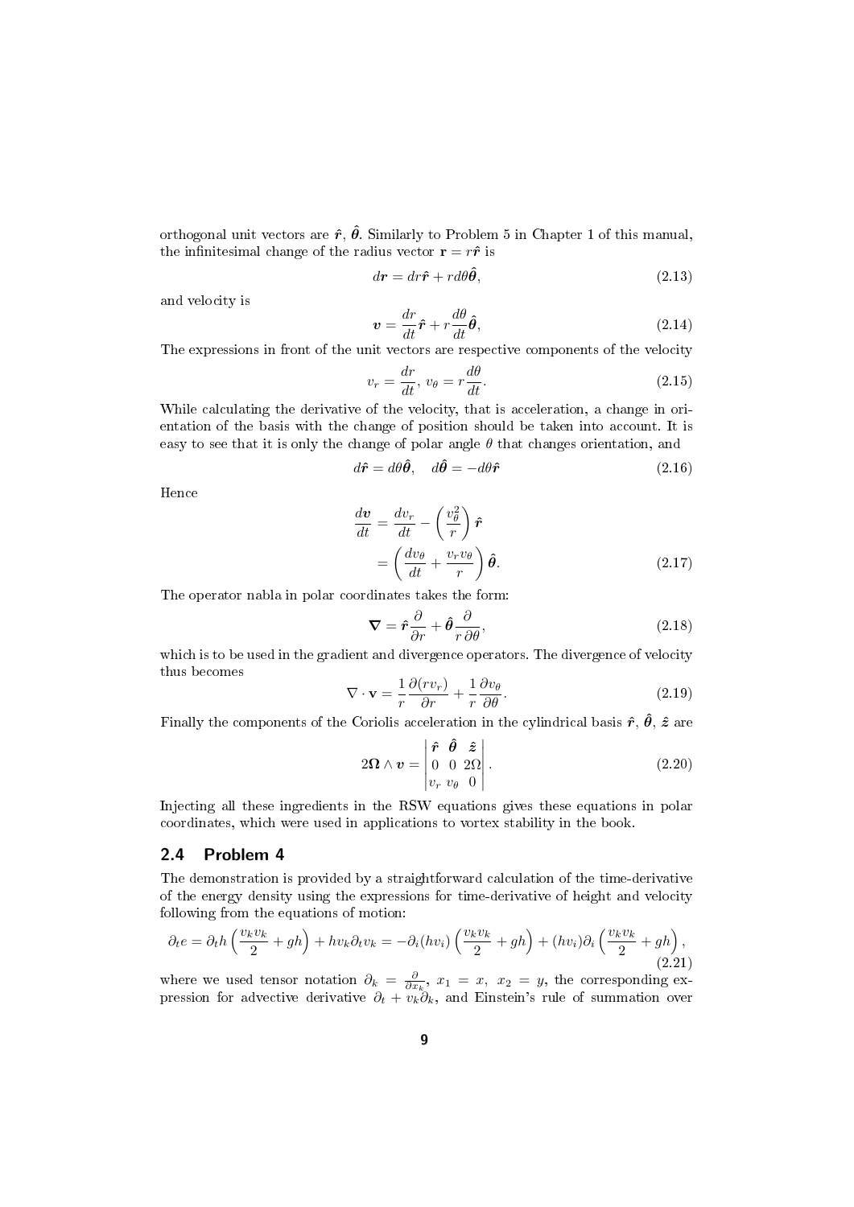orthogonal unit vectors are $\hat{\boldsymbol{r}}$, $\hat{\boldsymbol{\theta}}$. Similarly to Problem 5 in Chapter 1 of this manual, the infinitesimal change of the radius vector $\mathbf{r} = r\hat{\boldsymbol{r}}$ is

$$d\boldsymbol{r} = dr\hat{\boldsymbol{r}} + rd\theta\hat{\boldsymbol{\theta}}, \tag{2.13}$$

and velocity is

$$\boldsymbol{v} = \frac{dr}{dt}\hat{\boldsymbol{r}} + r\frac{d\theta}{dt}\hat{\boldsymbol{\theta}}, \tag{2.14}$$

The expressions in front of the unit vectors are respective components of the velocity

$$v_r = \frac{dr}{dt},\ v_\theta = r\frac{d\theta}{dt}. \tag{2.15}$$

While calculating the derivative of the velocity, that is acceleration, a change in orientation of the basis with the change of position should be taken into account. It is easy to see that it is only the change of polar angle $\theta$ that changes orientation, and

$$d\hat{\boldsymbol{r}} = d\theta\hat{\boldsymbol{\theta}}, \quad d\hat{\boldsymbol{\theta}} = -d\theta\hat{\boldsymbol{r}} \tag{2.16}$$

Hence

$$\begin{aligned}\frac{d\boldsymbol{v}}{dt} &= \frac{dv_r}{dt} - \left(\frac{v_\theta^2}{r}\right)\hat{\boldsymbol{r}} \\ &= \left(\frac{dv_\theta}{dt} + \frac{v_r v_\theta}{r}\right)\hat{\boldsymbol{\theta}}.\end{aligned} \tag{2.17}$$

The operator nabla in polar coordinates takes the form:

$$\boldsymbol{\nabla} = \hat{\boldsymbol{r}}\frac{\partial}{\partial r} + \hat{\boldsymbol{\theta}}\frac{\partial}{r\,\partial\theta}, \tag{2.18}$$

which is to be used in the gradient and divergence operators. The divergence of velocity thus becomes

$$\nabla\cdot\mathbf{v} = \frac{1}{r}\frac{\partial(rv_r)}{\partial r} + \frac{1}{r}\frac{\partial v_\theta}{\partial\theta}. \tag{2.19}$$

Finally the components of the Coriolis acceleration in the cylindrical basis $\hat{\boldsymbol{r}}$, $\hat{\boldsymbol{\theta}}$, $\hat{\boldsymbol{z}}$ are

$$2\boldsymbol{\Omega}\wedge\boldsymbol{v} = \begin{vmatrix}\hat{\boldsymbol{r}} & \hat{\boldsymbol{\theta}} & \hat{\boldsymbol{z}} \\ 0 & 0 & 2\Omega \\ v_r & v_\theta & 0\end{vmatrix}. \tag{2.20}$$

Injecting all these ingredients in the RSW equations gives these equations in polar coordinates, which were used in applications to vortex stability in the book.

## 2.4 Problem 4

The demonstration is provided by a straightforward calculation of the time-derivative of the energy density using the expressions for time-derivative of height and velocity following from the equations of motion:

$$\partial_t e = \partial_t h\left(\frac{v_k v_k}{2} + gh\right) + hv_k\partial_t v_k = -\partial_i(hv_i)\left(\frac{v_k v_k}{2} + gh\right) + (hv_i)\partial_i\left(\frac{v_k v_k}{2} + gh\right), \tag{2.21}$$

where we used tensor notation $\partial_k = \frac{\partial}{\partial x_k}$, $x_1 = x$, $x_2 = y$, the corresponding expression for advective derivative $\partial_t + v_k\partial_k$, and Einstein's rule of summation over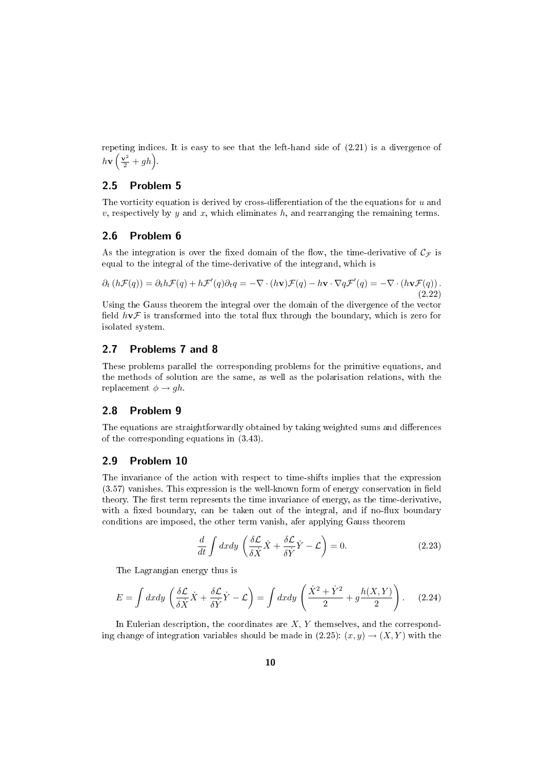repeting indices. It is easy to see that the left-hand side of (2.21) is a divergence of $h\mathbf{v}\left(\frac{\mathbf{v}^2}{2} + gh\right)$.

## 2.5 Problem 5

The vorticity equation is derived by cross-differentiation of the the equations for $u$ and $v$, respectively by $y$ and $x$, which eliminates $h$, and rearranging the remaining terms.

## 2.6 Problem 6

As the integration is over the fixed domain of the flow, the time-derivative of $\mathcal{C}_{\mathcal{F}}$ is equal to the integral of the time-derivative of the integrand, which is

$$\partial_t \left(h\mathcal{F}(q)\right) = \partial_t h\mathcal{F}(q) + h\mathcal{F}'(q)\partial_t q = -\nabla \cdot (h\mathbf{v})\mathcal{F}(q) - h\mathbf{v} \cdot \nabla q\mathcal{F}'(q) = -\nabla \cdot \left(h\mathbf{v}\mathcal{F}(q)\right). \tag{2.22}$$

Using the Gauss theorem the integral over the domain of the divergence of the vector field $h\mathbf{v}\mathcal{F}$ is transformed into the total flux through the boundary, which is zero for isolated system.

## 2.7 Problems 7 and 8

These problems parallel the corresponding problems for the primitive equations, and the methods of solution are the same, as well as the polarisation relations, with the replacement $\phi \to gh$.

## 2.8 Problem 9

The equations are straightforwardly obtained by taking weighted sums and differences of the corresponding equations in (3.43).

## 2.9 Problem 10

The invariance of the action with respect to time-shifts implies that the expression (3.57) vanishes. This expression is the well-known form of energy conservation in field theory. The first term represents the time invariance of energy, as the time-derivative, with a fixed boundary, can be taken out of the integral, and if no-flux boundary conditions are imposed, the other term vanish, afer applying Gauss theorem

$$\frac{d}{dt}\int dxdy \left(\frac{\delta\mathcal{L}}{\delta\dot{X}}\dot{X} + \frac{\delta\mathcal{L}}{\delta\dot{Y}}\dot{Y} - \mathcal{L}\right) = 0. \tag{2.23}$$

The Lagrangian energy thus is

$$E = \int dxdy \left(\frac{\delta\mathcal{L}}{\delta\dot{X}}\dot{X} + \frac{\delta\mathcal{L}}{\delta\dot{Y}}\dot{Y} - \mathcal{L}\right) = \int dxdy \left(\frac{\dot{X}^2 + \dot{Y}^2}{2} + g\frac{h(X,Y)}{2}\right). \tag{2.24}$$

In Eulerian description, the coordinates are $X$, $Y$ themselves, and the corresponding change of integration variables should be made in (2.25): $(x, y) \to (X, Y)$ with the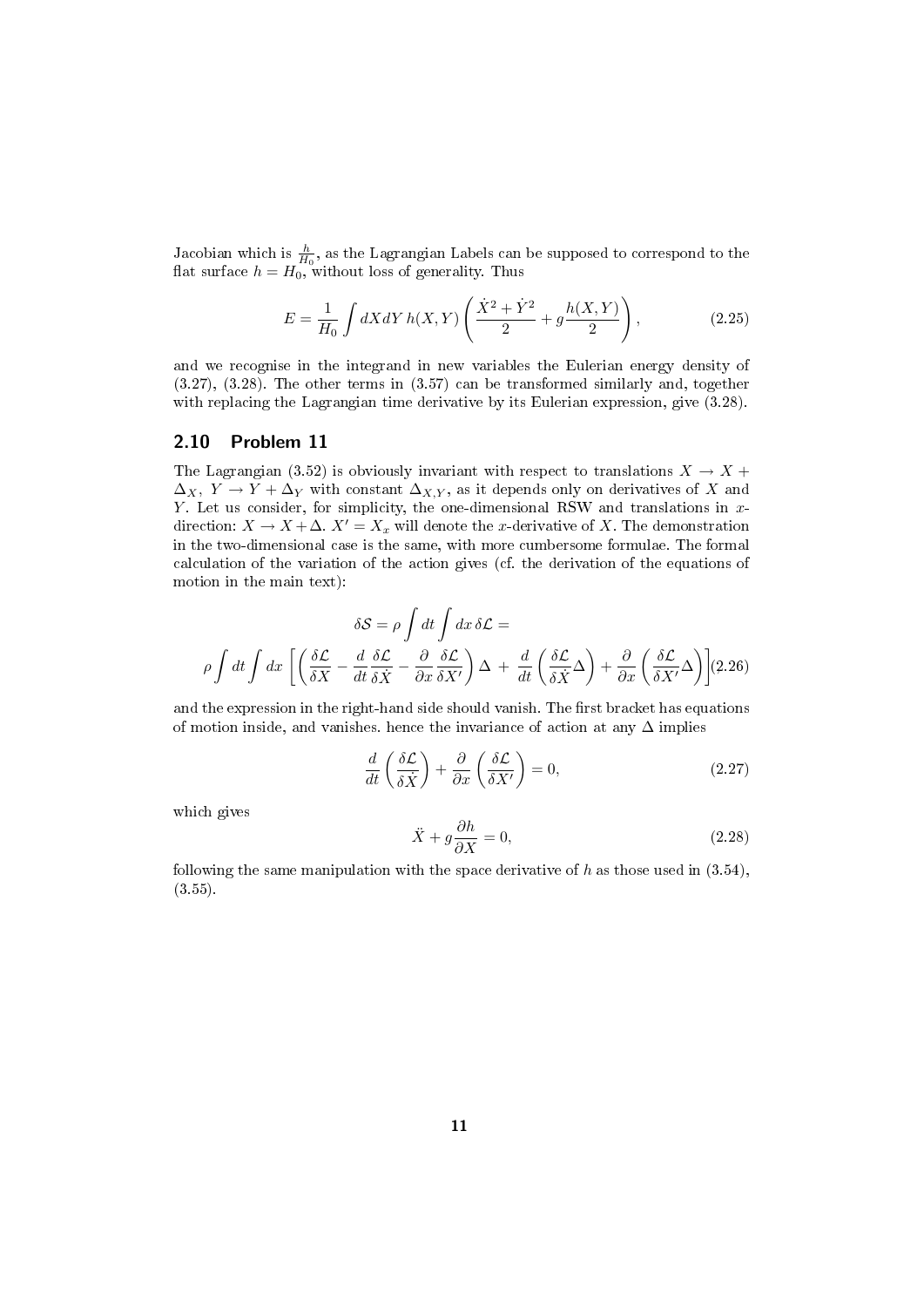Jacobian which is $\frac{h}{H_0}$, as the Lagrangian Labels can be supposed to correspond to the flat surface $h = H_0$, without loss of generality. Thus

$$E = \frac{1}{H_0}\int dX dY\, h(X,Y)\left(\frac{\dot{X}^2+\dot{Y}^2}{2} + g\frac{h(X,Y)}{2}\right), \tag{2.25}$$

and we recognise in the integrand in new variables the Eulerian energy density of (3.27), (3.28). The other terms in (3.57) can be transformed similarly and, together with replacing the Lagrangian time derivative by its Eulerian expression, give (3.28).

## 2.10 Problem 11

The Lagrangian (3.52) is obviously invariant with respect to translations $X \to X + \Delta_X$, $Y \to Y + \Delta_Y$ with constant $\Delta_{X,Y}$, as it depends only on derivatives of $X$ and $Y$. Let us consider, for simplicity, the one-dimensional RSW and translations in $x$-direction: $X \to X + \Delta$. $X' = X_x$ will denote the $x$-derivative of $X$. The demonstration in the two-dimensional case is the same, with more cumbersome formulae. The formal calculation of the variation of the action gives (cf. the derivation of the equations of motion in the main text):

$$\delta\mathcal{S} = \rho\int dt \int dx\, \delta\mathcal{L} =$$

$$\rho\int dt\int dx\left[\left(\frac{\delta\mathcal{L}}{\delta X} - \frac{d}{dt}\frac{\delta\mathcal{L}}{\delta\dot{X}} - \frac{\partial}{\partial x}\frac{\delta\mathcal{L}}{\delta X'}\right)\Delta + \frac{d}{dt}\left(\frac{\delta\mathcal{L}}{\delta\dot{X}}\Delta\right) + \frac{\partial}{\partial x}\left(\frac{\delta\mathcal{L}}{\delta X'}\Delta\right)\right] \tag{2.26}$$

and the expression in the right-hand side should vanish. The first bracket has equations of motion inside, and vanishes. hence the invariance of action at any $\Delta$ implies

$$\frac{d}{dt}\left(\frac{\delta\mathcal{L}}{\delta\dot{X}}\right) + \frac{\partial}{\partial x}\left(\frac{\delta\mathcal{L}}{\delta X'}\right) = 0, \tag{2.27}$$

which gives

$$\ddot{X} + g\frac{\partial h}{\partial X} = 0, \tag{2.28}$$

following the same manipulation with the space derivative of $h$ as those used in (3.54), (3.55).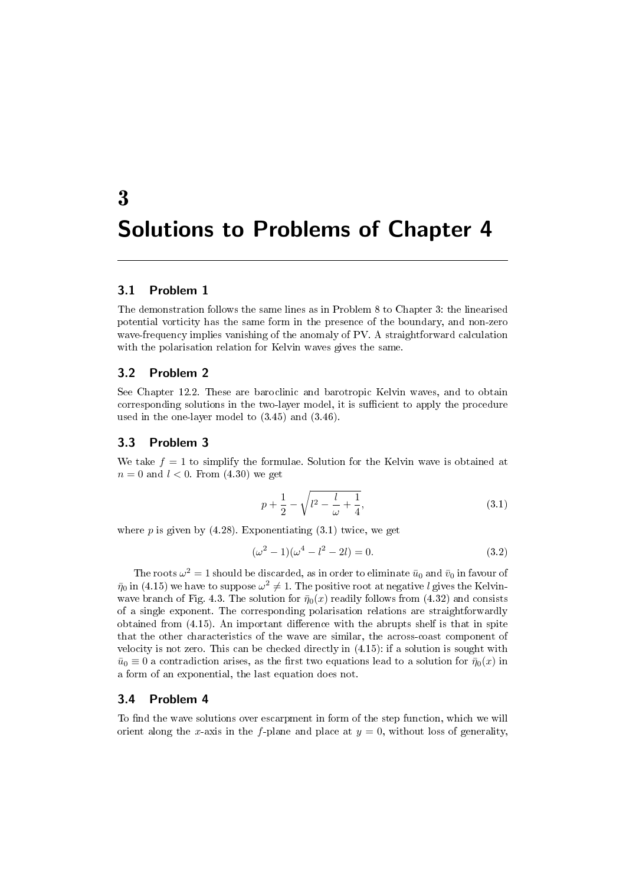# 3

# Solutions to Problems of Chapter 4

## 3.1 Problem 1

The demonstration follows the same lines as in Problem 8 to Chapter 3: the linearised potential vorticity has the same form in the presence of the boundary, and non-zero wave-frequency implies vanishing of the anomaly of PV. A straightforward calculation with the polarisation relation for Kelvin waves gives the same.

## 3.2 Problem 2

See Chapter 12.2. These are baroclinic and barotropic Kelvin waves, and to obtain corresponding solutions in the two-layer model, it is sufficient to apply the procedure used in the one-layer model to (3.45) and (3.46).

## 3.3 Problem 3

We take $f = 1$ to simplify the formulae. Solution for the Kelvin wave is obtained at $n = 0$ and $l < 0$. From (4.30) we get

$$p + \frac{1}{2} - \sqrt{l^2 - \frac{l}{\omega} + \frac{1}{4}}, \tag{3.1}$$

where $p$ is given by (4.28). Exponentiating (3.1) twice, we get

$$(\omega^2 - 1)(\omega^4 - l^2 - 2l) = 0. \tag{3.2}$$

The roots $\omega^2 = 1$ should be discarded, as in order to eliminate $\bar{u}_0$ and $\bar{v}_0$ in favour of $\bar{\eta}_0$ in (4.15) we have to suppose $\omega^2 \neq 1$. The positive root at negative $l$ gives the Kelvin-wave branch of Fig. 4.3. The solution for $\bar{\eta}_0(x)$ readily follows from (4.32) and consists of a single exponent. The corresponding polarisation relations are straightforwardly obtained from (4.15). An important difference with the abrupts shelf is that in spite that the other characteristics of the wave are similar, the across-coast component of velocity is not zero. This can be checked directly in (4.15): if a solution is sought with $\bar{u}_0 \equiv 0$ a contradiction arises, as the first two equations lead to a solution for $\bar{\eta}_0(x)$ in a form of an exponential, the last equation does not.

## 3.4 Problem 4

To find the wave solutions over escarpment in form of the step function, which we will orient along the $x$-axis in the $f$-plane and place at $y = 0$, without loss of generality,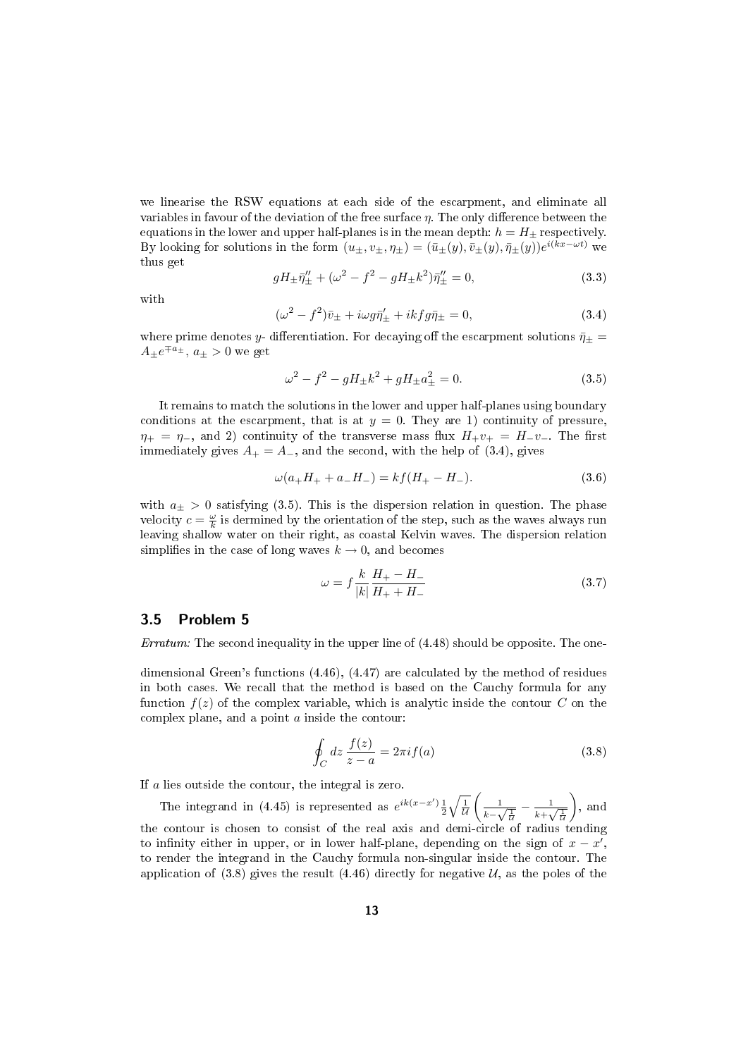we linearise the RSW equations at each side of the escarpment, and eliminate all variables in favour of the deviation of the free surface $\eta$. The only difference between the equations in the lower and upper half-planes is in the mean depth: $h = H_\pm$ respectively. By looking for solutions in the form $(u_\pm, v_\pm, \eta_\pm) = (\bar{u}_\pm(y), \bar{v}_\pm(y), \bar{\eta}_\pm(y))e^{i(kx-\omega t)}$ we thus get

$$gH_\pm\bar{\eta}_\pm'' + (\omega^2 - f^2 - gH_\pm k^2)\bar{\eta}_\pm'' = 0, \tag{3.3}$$

with

$$(\omega^2 - f^2)\bar{v}_\pm + i\omega g\bar{\eta}_\pm' + ikfg\bar{\eta}_\pm = 0, \tag{3.4}$$

where prime denotes $y$- differentiation. For decaying off the escarpment solutions $\bar{\eta}_\pm = A_\pm e^{\mp a_\pm}$, $a_\pm > 0$ we get

$$\omega^2 - f^2 - gH_\pm k^2 + gH_\pm a_\pm^2 = 0. \tag{3.5}$$

It remains to match the solutions in the lower and upper half-planes using boundary conditions at the escarpment, that is at $y = 0$. They are 1) continuity of pressure, $\eta_+ = \eta_-$, and 2) continuity of the transverse mass flux $H_+v_+ = H_-v_-$. The first immediately gives $A_+ = A_-$, and the second, with the help of (3.4), gives

$$\omega(a_+H_+ + a_-H_-) = kf(H_+ - H_-). \tag{3.6}$$

with $a_\pm > 0$ satisfying (3.5). This is the dispersion relation in question. The phase velocity $c = \frac{\omega}{k}$ is dermined by the orientation of the step, such as the waves always run leaving shallow water on their right, as coastal Kelvin waves. The dispersion relation simplifies in the case of long waves $k \to 0$, and becomes

$$\omega = f\frac{k}{|k|}\frac{H_+ - H_-}{H_+ + H_-} \tag{3.7}$$

## 3.5 Problem 5

*Erratum:* The second inequality in the upper line of (4.48) should be opposite. The one-

dimensional Green's functions (4.46), (4.47) are calculated by the method of residues in both cases. We recall that the method is based on the Cauchy formula for any function $f(z)$ of the complex variable, which is analytic inside the contour $C$ on the complex plane, and a point $a$ inside the contour:

$$\oint_C dz\,\frac{f(z)}{z-a} = 2\pi i f(a) \tag{3.8}$$

If $a$ lies outside the contour, the integral is zero.

The integrand in (4.45) is represented as $e^{ik(x-x')}\frac{1}{2}\sqrt{\frac{1}{\mathcal{U}}}\left(\frac{1}{k-\sqrt{\frac{1}{\mathcal{U}}}} - \frac{1}{k+\sqrt{\frac{1}{\mathcal{U}}}}\right)$, and the contour is chosen to consist of the real axis and demi-circle of radius tending to infinity either in upper, or in lower half-plane, depending on the sign of $x - x'$, to render the integrand in the Cauchy formula non-singular inside the contour. The application of (3.8) gives the result (4.46) directly for negative $\mathcal{U}$, as the poles of the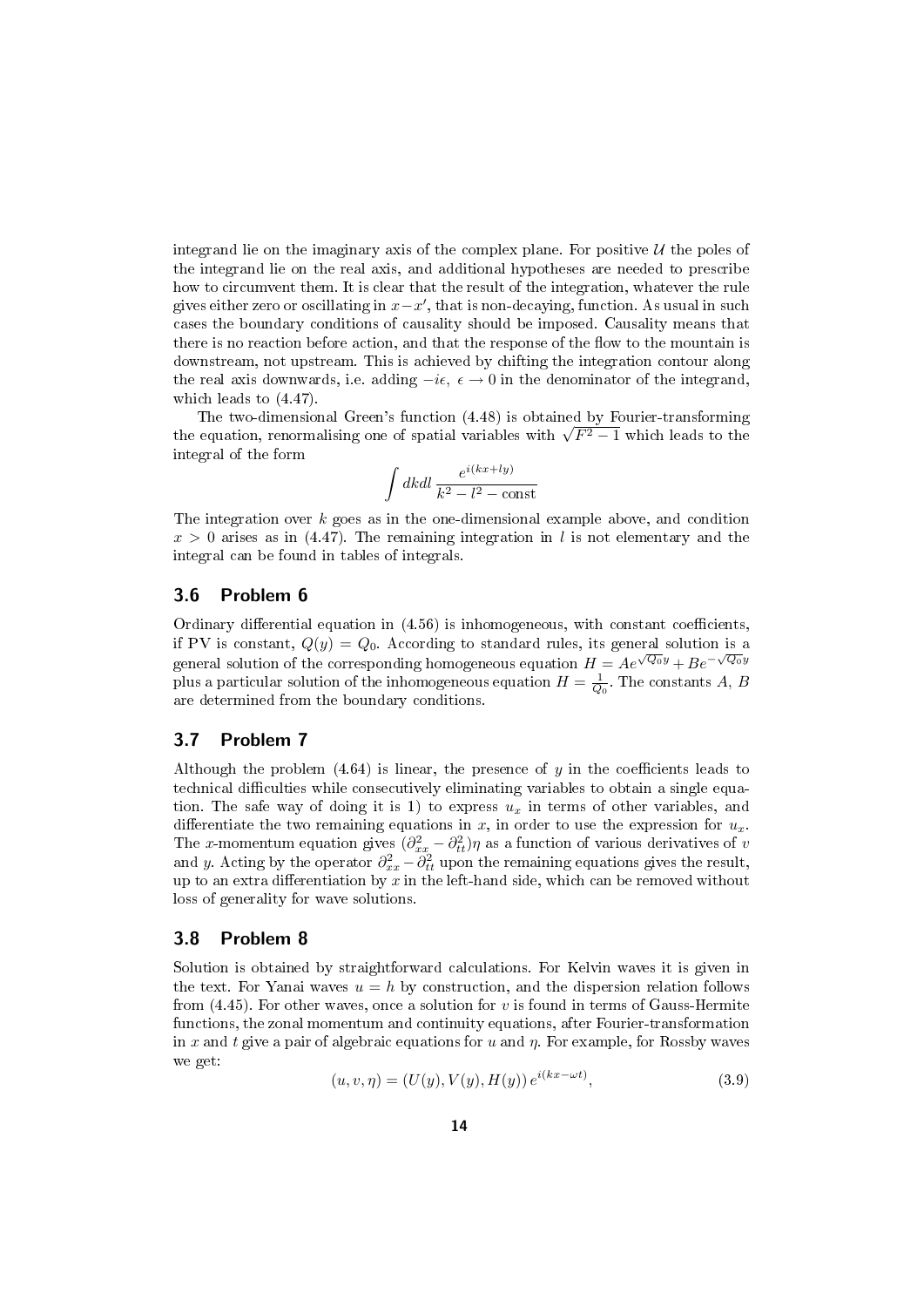integrand lie on the imaginary axis of the complex plane. For positive $\mathcal{U}$ the poles of the integrand lie on the real axis, and additional hypotheses are needed to prescribe how to circumvent them. It is clear that the result of the integration, whatever the rule gives either zero or oscillating in $x-x'$, that is non-decaying, function. As usual in such cases the boundary conditions of causality should be imposed. Causality means that there is no reaction before action, and that the response of the flow to the mountain is downstream, not upstream. This is achieved by chifting the integration contour along the real axis downwards, i.e. adding $-i\epsilon$, $\epsilon \to 0$ in the denominator of the integrand, which leads to (4.47).

The two-dimensional Green's function (4.48) is obtained by Fourier-transforming the equation, renormalising one of spatial variables with $\sqrt{F^2-1}$ which leads to the integral of the form

$$\int dk dl \, \frac{e^{i(kx+ly)}}{k^2 - l^2 - \text{const}}$$

The integration over $k$ goes as in the one-dimensional example above, and condition $x > 0$ arises as in (4.47). The remaining integration in $l$ is not elementary and the integral can be found in tables of integrals.

### 3.6 Problem 6

Ordinary differential equation in (4.56) is inhomogeneous, with constant coefficients, if PV is constant, $Q(y) = Q_0$. According to standard rules, its general solution is a general solution of the corresponding homogeneous equation $H = Ae^{\sqrt{Q_0}y} + Be^{-\sqrt{Q_0}y}$ plus a particular solution of the inhomogeneous equation $H = \frac{1}{Q_0}$. The constants $A$, $B$ are determined from the boundary conditions.

### 3.7 Problem 7

Although the problem (4.64) is linear, the presence of $y$ in the coefficients leads to technical difficulties while consecutively eliminating variables to obtain a single equation. The safe way of doing it is 1) to express $u_x$ in terms of other variables, and differentiate the two remaining equations in $x$, in order to use the expression for $u_x$. The $x$-momentum equation gives $(\partial^2_{xx} - \partial^2_{tt})\eta$ as a function of various derivatives of $v$ and $y$. Acting by the operator $\partial^2_{xx} - \partial^2_{tt}$ upon the remaining equations gives the result, up to an extra differentiation by $x$ in the left-hand side, which can be removed without loss of generality for wave solutions.

### 3.8 Problem 8

Solution is obtained by straightforward calculations. For Kelvin waves it is given in the text. For Yanai waves $u = h$ by construction, and the dispersion relation follows from (4.45). For other waves, once a solution for $v$ is found in terms of Gauss-Hermite functions, the zonal momentum and continuity equations, after Fourier-transformation in $x$ and $t$ give a pair of algebraic equations for $u$ and $\eta$. For example, for Rossby waves we get:

$$(u, v, \eta) = (U(y), V(y), H(y))\, e^{i(kx-\omega t)}, \tag{3.9}$$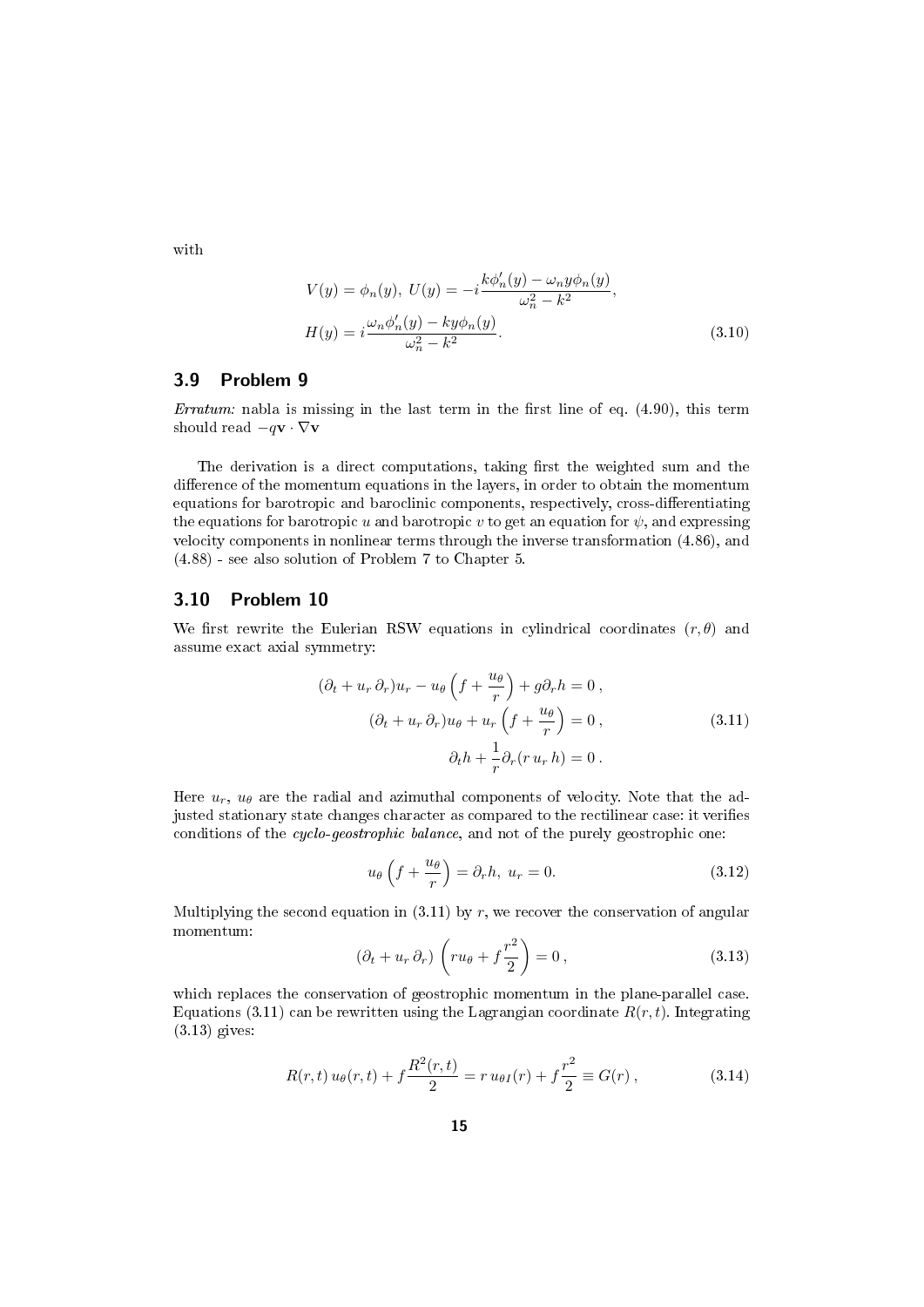with

$$
\begin{aligned}
&V(y) = \phi_n(y),\ U(y) = -i\frac{k\phi_n'(y) - \omega_n y\phi_n(y)}{\omega_n^2 - k^2}, \\
&H(y) = i\frac{\omega_n\phi_n'(y) - ky\phi_n(y)}{\omega_n^2 - k^2}.
\end{aligned} \tag{3.10}
$$

## 3.9 Problem 9

*Erratum:* nabla is missing in the last term in the first line of eq. (4.90), this term should read $-q\mathbf{v}\cdot\nabla\mathbf{v}$

The derivation is a direct computations, taking first the weighted sum and the difference of the momentum equations in the layers, in order to obtain the momentum equations for barotropic and baroclinic components, respectively, cross-differentiating the equations for barotropic $u$ and barotropic $v$ to get an equation for $\psi$, and expressing velocity components in nonlinear terms through the inverse transformation (4.86), and (4.88) - see also solution of Problem 7 to Chapter 5.

## 3.10 Problem 10

We first rewrite the Eulerian RSW equations in cylindrical coordinates $(r,\theta)$ and assume exact axial symmetry:

$$
\begin{aligned}
(\partial_t + u_r\,\partial_r)u_r - u_\theta\left(f + \frac{u_\theta}{r}\right) + g\partial_r h = 0\,, \\
(\partial_t + u_r\,\partial_r)u_\theta + u_r\left(f + \frac{u_\theta}{r}\right) = 0\,, \\
\partial_t h + \frac{1}{r}\partial_r(r\,u_r\,h) = 0\,.
\end{aligned} \tag{3.11}
$$

Here $u_r$, $u_\theta$ are the radial and azimuthal components of velocity. Note that the adjusted stationary state changes character as compared to the rectilinear case: it verifies conditions of the *cyclo-geostrophic balance*, and not of the purely geostrophic one:

$$
u_\theta\left(f + \frac{u_\theta}{r}\right) = \partial_r h,\ u_r = 0. \tag{3.12}
$$

Multiplying the second equation in (3.11) by $r$, we recover the conservation of angular momentum:

$$
(\partial_t + u_r\,\partial_r)\left(ru_\theta + f\frac{r^2}{2}\right) = 0\,, \tag{3.13}
$$

which replaces the conservation of geostrophic momentum in the plane-parallel case. Equations (3.11) can be rewritten using the Lagrangian coordinate $R(r,t)$. Integrating (3.13) gives:

$$
R(r,t)\,u_\theta(r,t) + f\frac{R^2(r,t)}{2} = r\,u_{\theta I}(r) + f\frac{r^2}{2} \equiv G(r)\,, \tag{3.14}
$$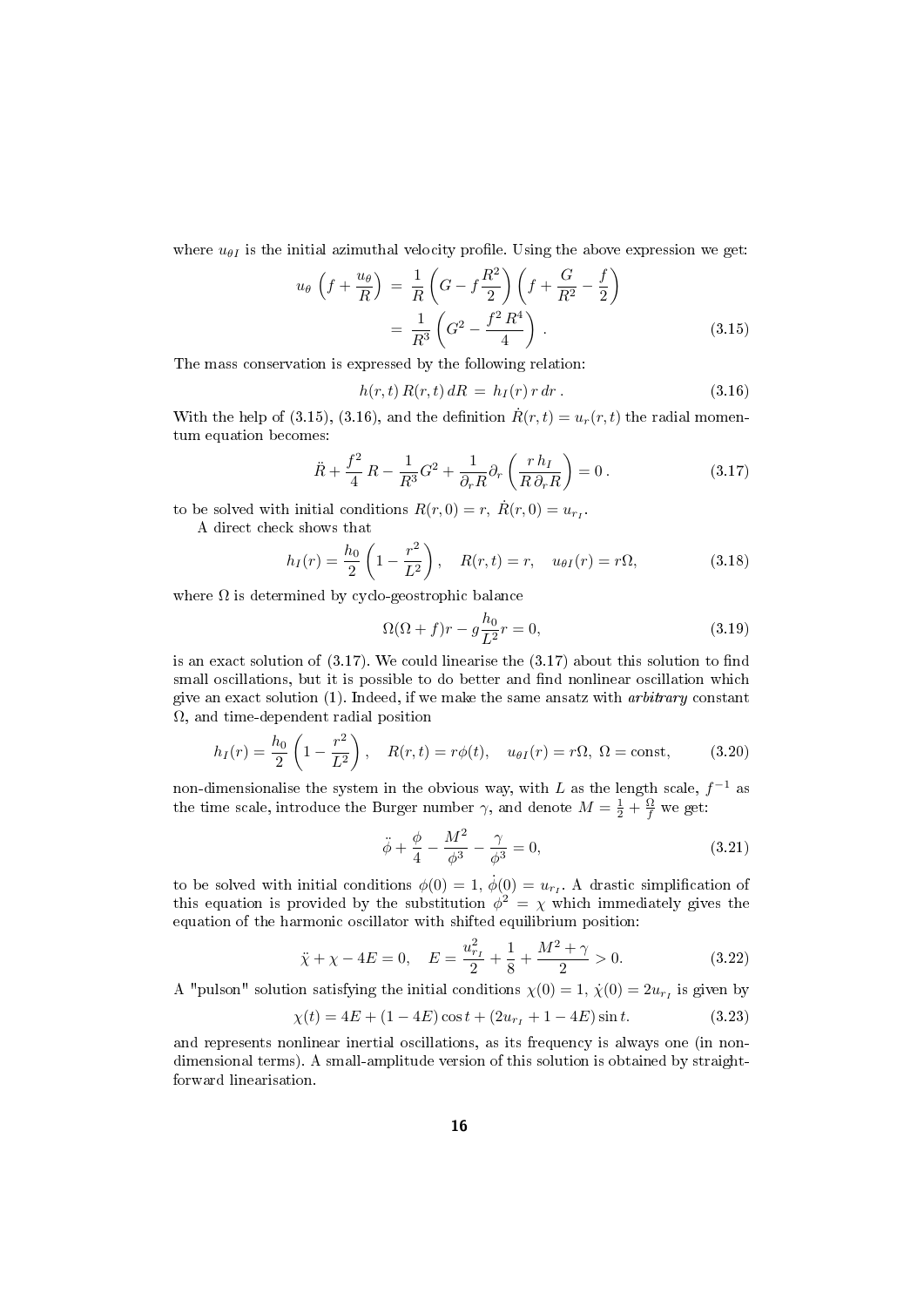where $u_{\theta I}$ is the initial azimuthal velocity profile. Using the above expression we get:

$$
\begin{aligned}
u_\theta \left(f + \frac{u_\theta}{R}\right) &= \frac{1}{R}\left(G - f\frac{R^2}{2}\right)\left(f + \frac{G}{R^2} - \frac{f}{2}\right) \\
&= \frac{1}{R^3}\left(G^2 - \frac{f^2 R^4}{4}\right) .
\end{aligned}
\tag{3.15}
$$

The mass conservation is expressed by the following relation:

$$
h(r,t)\,R(r,t)\,dR \;=\; h_I(r)\,r\,dr\,. \tag{3.16}
$$

With the help of (3.15), (3.16), and the definition $\dot{R}(r,t) = u_r(r,t)$ the radial momentum equation becomes:

$$
\ddot{R} + \frac{f^2}{4}\,R - \frac{1}{R^3}G^2 + \frac{1}{\partial_r R}\partial_r\left(\frac{r\,h_I}{R\,\partial_r R}\right) = 0\,. \tag{3.17}
$$

to be solved with initial conditions $R(r,0) = r,\ \dot{R}(r,0) = u_{r_I}$.

A direct check shows that

$$
h_I(r) = \frac{h_0}{2}\left(1 - \frac{r^2}{L^2}\right), \quad R(r,t) = r, \quad u_{\theta I}(r) = r\Omega, \tag{3.18}
$$

where $\Omega$ is determined by cyclo-geostrophic balance

$$
\Omega(\Omega + f)r - g\frac{h_0}{L^2}r = 0, \tag{3.19}
$$

is an exact solution of (3.17). We could linearise the (3.17) about this solution to find small oscillations, but it is possible to do better and find nonlinear oscillation which give an exact solution (1). Indeed, if we make the same ansatz with *arbitrary* constant $\Omega$, and time-dependent radial position

$$
h_I(r) = \frac{h_0}{2}\left(1 - \frac{r^2}{L^2}\right), \quad R(r,t) = r\phi(t), \quad u_{\theta I}(r) = r\Omega,\ \Omega = \text{const}, \tag{3.20}
$$

non-dimensionalise the system in the obvious way, with $L$ as the length scale, $f^{-1}$ as the time scale, introduce the Burger number $\gamma$, and denote $M = \frac{1}{2} + \frac{\Omega}{f}$ we get:

$$
\ddot{\phi} + \frac{\phi}{4} - \frac{M^2}{\phi^3} - \frac{\gamma}{\phi^3} = 0, \tag{3.21}
$$

to be solved with initial conditions $\phi(0) = 1,\ \dot{\phi}(0) = u_{r_I}$. A drastic simplification of this equation is provided by the substitution $\phi^2 = \chi$ which immediately gives the equation of the harmonic oscillator with shifted equilibrium position:

$$
\ddot{\chi} + \chi - 4E = 0, \quad E = \frac{u_{r_I}^2}{2} + \frac{1}{8} + \frac{M^2 + \gamma}{2} > 0. \tag{3.22}
$$

A "pulson" solution satisfying the initial conditions $\chi(0) = 1,\ \dot{\chi}(0) = 2u_{r_I}$ is given by

$$
\chi(t) = 4E + (1 - 4E)\cos t + (2u_{r_I} + 1 - 4E)\sin t. \tag{3.23}
$$

and represents nonlinear inertial oscillations, as its frequency is always one (in non-dimensional terms). A small-amplitude version of this solution is obtained by straightforward linearisation.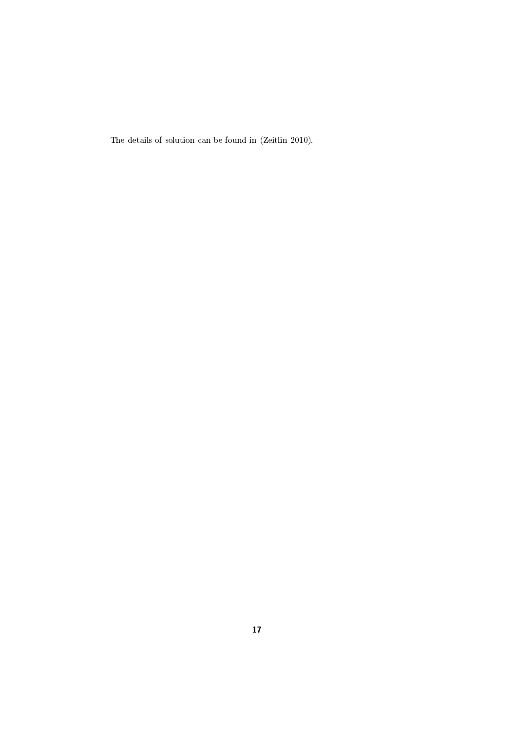The details of solution can be found in (Zeitlin 2010).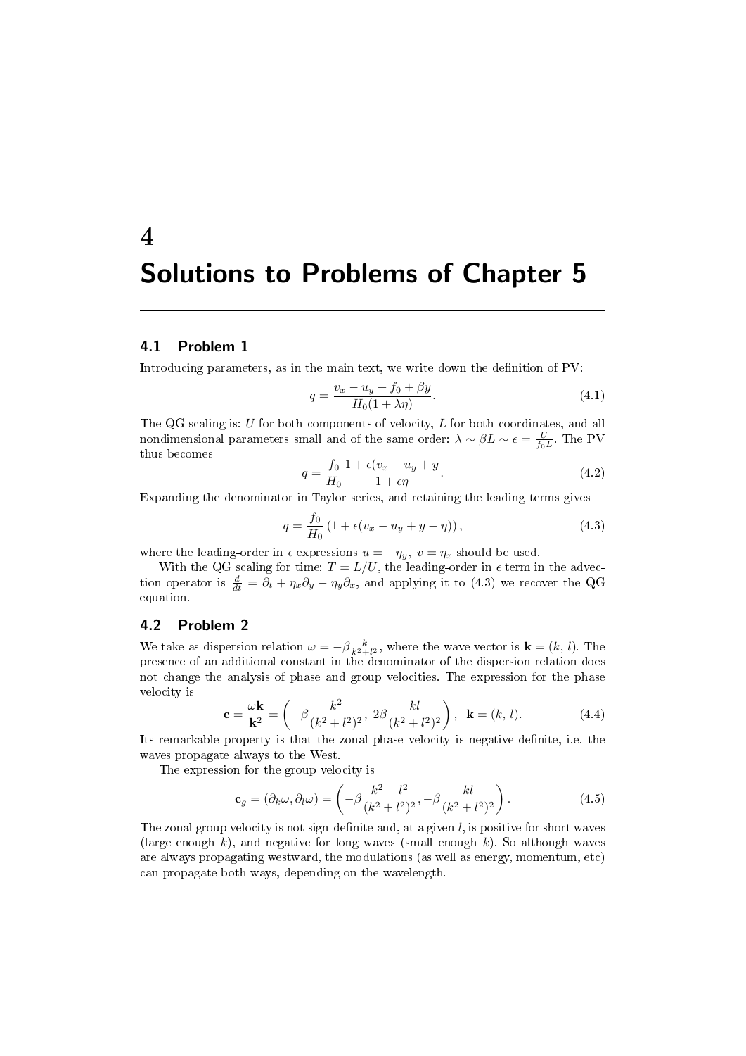# 4

# Solutions to Problems of Chapter 5

## 4.1 Problem 1

Introducing parameters, as in the main text, we write down the definition of PV:

$$q = \frac{v_x - u_y + f_0 + \beta y}{H_0(1 + \lambda\eta)}. \tag{4.1}$$

The QG scaling is: $U$ for both components of velocity, $L$ for both coordinates, and all nondimensional parameters small and of the same order: $\lambda \sim \beta L \sim \epsilon = \frac{U}{f_0 L}$. The PV thus becomes

$$q = \frac{f_0}{H_0} \frac{1 + \epsilon(v_x - u_y + y}{1 + \epsilon\eta}. \tag{4.2}$$

Expanding the denominator in Taylor series, and retaining the leading terms gives

$$q = \frac{f_0}{H_0}\left(1 + \epsilon(v_x - u_y + y - \eta)\right), \tag{4.3}$$

where the leading-order in $\epsilon$ expressions $u = -\eta_y$, $v = \eta_x$ should be used.

With the QG scaling for time: $T = L/U$, the leading-order in $\epsilon$ term in the advection operator is $\frac{d}{dt} = \partial_t + \eta_x \partial_y - \eta_y \partial_x$, and applying it to (4.3) we recover the QG equation.

## 4.2 Problem 2

We take as dispersion relation $\omega = -\beta \frac{k}{k^2 + l^2}$, where the wave vector is $\mathbf{k} = (k, l)$. The presence of an additional constant in the denominator of the dispersion relation does not change the analysis of phase and group velocities. The expression for the phase velocity is

$$\mathbf{c} = \frac{\omega \mathbf{k}}{\mathbf{k}^2} = \left(-\beta\frac{k^2}{(k^2 + l^2)^2},\ 2\beta\frac{kl}{(k^2 + l^2)^2}\right),\ \ \mathbf{k} = (k,\, l). \tag{4.4}$$

Its remarkable property is that the zonal phase velocity is negative-definite, i.e. the waves propagate always to the West.

The expression for the group velocity is

$$\mathbf{c}_g = (\partial_k \omega, \partial_l \omega) = \left(-\beta\frac{k^2 - l^2}{(k^2 + l^2)^2}, -\beta\frac{kl}{(k^2 + l^2)^2}\right). \tag{4.5}$$

The zonal group velocity is not sign-definite and, at a given $l$, is positive for short waves (large enough $k$), and negative for long waves (small enough $k$). So although waves are always propagating westward, the modulations (as well as energy, momentum, etc) can propagate both ways, depending on the wavelength.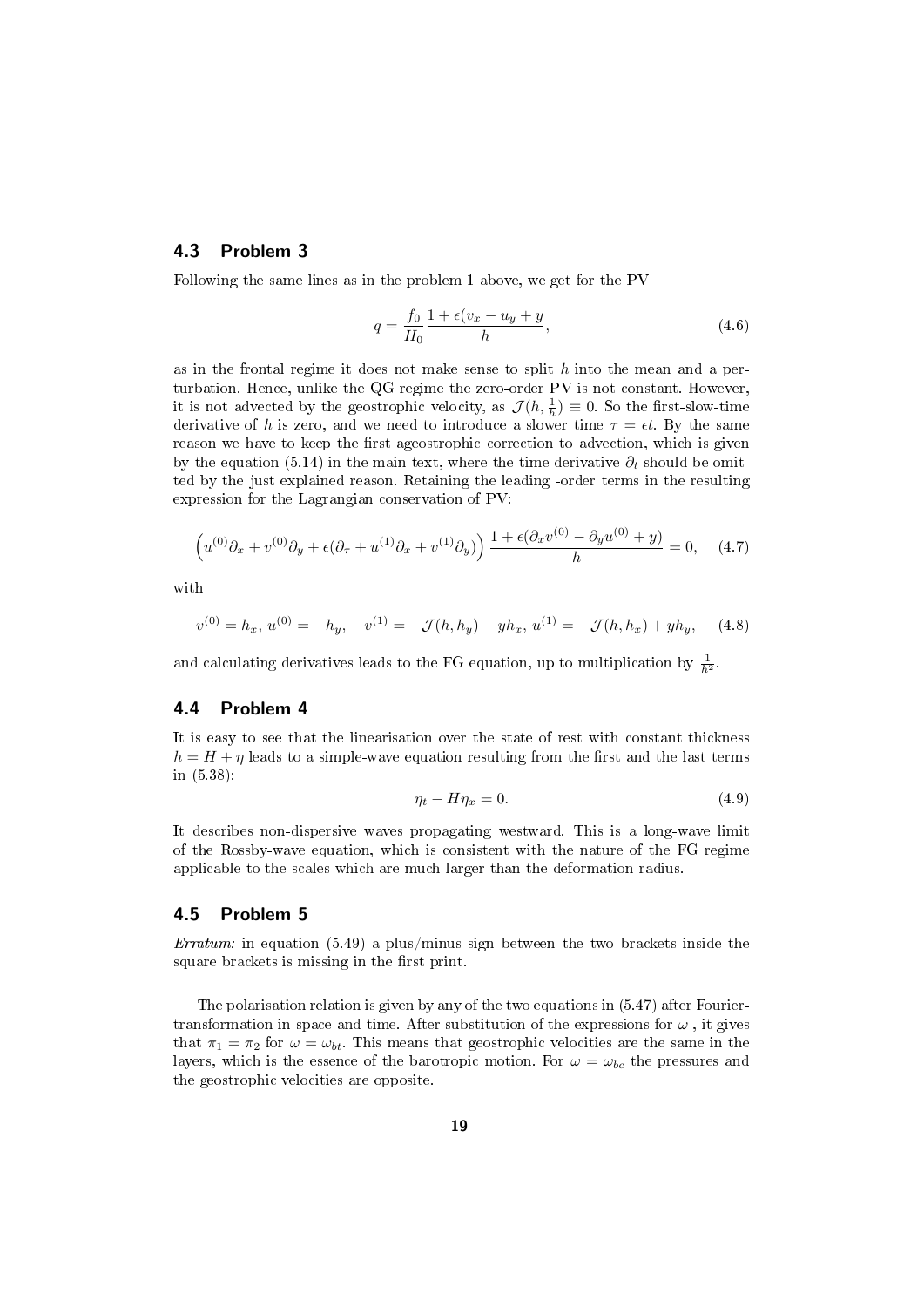### 4.3 Problem 3

Following the same lines as in the problem 1 above, we get for the PV

$$q = \frac{f_0}{H_0} \frac{1 + \epsilon(v_x - u_y + y}{h}, \tag{4.6}$$

as in the frontal regime it does not make sense to split $h$ into the mean and a perturbation. Hence, unlike the QG regime the zero-order PV is not constant. However, it is not advected by the geostrophic velocity, as $\mathcal{J}(h, \frac{1}{h}) \equiv 0$. So the first-slow-time derivative of $h$ is zero, and we need to introduce a slower time $\tau = \epsilon t$. By the same reason we have to keep the first ageostrophic correction to advection, which is given by the equation (5.14) in the main text, where the time-derivative $\partial_t$ should be omitted by the just explained reason. Retaining the leading -order terms in the resulting expression for the Lagrangian conservation of PV:

$$\left( u^{(0)}\partial_x + v^{(0)}\partial_y + \epsilon(\partial_\tau + u^{(1)}\partial_x + v^{(1)}\partial_y) \right) \frac{1 + \epsilon(\partial_x v^{(0)} - \partial_y u^{(0)} + y)}{h} = 0, \tag{4.7}$$

with

$$v^{(0)} = h_x,\ u^{(0)} = -h_y, \quad v^{(1)} = -\mathcal{J}(h, h_y) - y h_x,\ u^{(1)} = -\mathcal{J}(h, h_x) + y h_y, \tag{4.8}$$

and calculating derivatives leads to the FG equation, up to multiplication by $\frac{1}{h^2}$.

### 4.4 Problem 4

It is easy to see that the linearisation over the state of rest with constant thickness $h = H + \eta$ leads to a simple-wave equation resulting from the first and the last terms in (5.38):

$$\eta_t - H\eta_x = 0. \tag{4.9}$$

It describes non-dispersive waves propagating westward. This is a long-wave limit of the Rossby-wave equation, which is consistent with the nature of the FG regime applicable to the scales which are much larger than the deformation radius.

### 4.5 Problem 5

*Erratum:* in equation (5.49) a plus/minus sign between the two brackets inside the square brackets is missing in the first print.

The polarisation relation is given by any of the two equations in (5.47) after Fourier-transformation in space and time. After substitution of the expressions for $\omega$ , it gives that $\pi_1 = \pi_2$ for $\omega = \omega_{bt}$. This means that geostrophic velocities are the same in the layers, which is the essence of the barotropic motion. For $\omega = \omega_{bc}$ the pressures and the geostrophic velocities are opposite.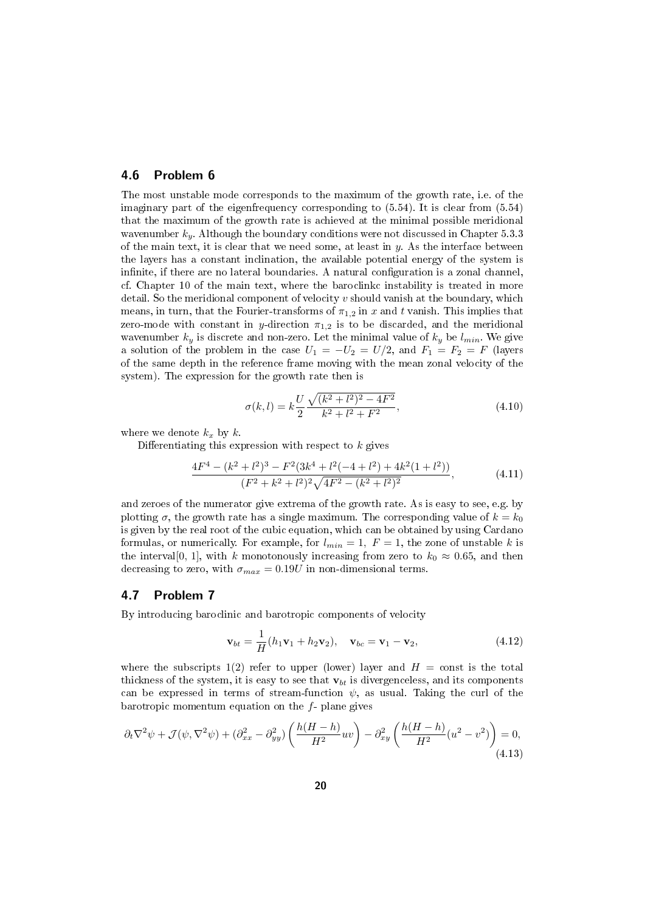## 4.6 Problem 6

The most unstable mode corresponds to the maximum of the growth rate, i.e. of the imaginary part of the eigenfrequency corresponding to (5.54). It is clear from (5.54) that the maximum of the growth rate is achieved at the minimal possible meridional wavenumber $k_y$. Although the boundary conditions were not discussed in Chapter 5.3.3 of the main text, it is clear that we need some, at least in $y$. As the interface between the layers has a constant inclination, the available potential energy of the system is infinite, if there are no lateral boundaries. A natural configuration is a zonal channel, cf. Chapter 10 of the main text, where the baroclinkc instability is treated in more detail. So the meridional component of velocity $v$ should vanish at the boundary, which means, in turn, that the Fourier-transforms of $\pi_{1,2}$ in $x$ and $t$ vanish. This implies that zero-mode with constant in $y$-direction $\pi_{1,2}$ is to be discarded, and the meridional wavenumber $k_y$ is discrete and non-zero. Let the minimal value of $k_y$ be $l_{min}$. We give a solution of the problem in the case $U_1 = -U_2 = U/2$, and $F_1 = F_2 = F$ (layers of the same depth in the reference frame moving with the mean zonal velocity of the system). The expression for the growth rate then is

$$\sigma(k,l) = k\frac{U}{2}\frac{\sqrt{(k^2+l^2)^2 - 4F^2}}{k^2+l^2+F^2}, \tag{4.10}$$

where we denote $k_x$ by $k$.

Differentiating this expression with respect to $k$ gives

$$\frac{4F^4 - (k^2+l^2)^3 - F^2(3k^4 + l^2(-4+l^2) + 4k^2(1+l^2))}{(F^2+k^2+l^2)^2\sqrt{4F^2-(k^2+l^2)^2}}, \tag{4.11}$$

and zeroes of the numerator give extrema of the growth rate. As is easy to see, e.g. by plotting $\sigma$, the growth rate has a single maximum. The corresponding value of $k = k_0$ is given by the real root of the cubic equation, which can be obtained by using Cardano formulas, or numerically. For example, for $l_{min} = 1,\ F = 1$, the zone of unstable $k$ is the interval[0, 1], with $k$ monotonously increasing from zero to $k_0 \approx 0.65$, and then decreasing to zero, with $\sigma_{max} = 0.19U$ in non-dimensional terms.

## 4.7 Problem 7

By introducing baroclinic and barotropic components of velocity

$$\mathbf{v}_{bt} = \frac{1}{H}(h_1\mathbf{v}_1 + h_2\mathbf{v}_2), \quad \mathbf{v}_{bc} = \mathbf{v}_1 - \mathbf{v}_2, \tag{4.12}$$

where the subscripts 1(2) refer to upper (lower) layer and $H = $ const is the total thickness of the system, it is easy to see that $\mathbf{v}_{bt}$ is divergenceless, and its components can be expressed in terms of stream-function $\psi$, as usual. Taking the curl of the barotropic momentum equation on the $f$- plane gives

$$\partial_t \nabla^2\psi + \mathcal{J}(\psi, \nabla^2\psi) + (\partial^2_{xx} - \partial^2_{yy})\left(\frac{h(H-h)}{H^2}uv\right) - \partial^2_{xy}\left(\frac{h(H-h)}{H^2}(u^2-v^2)\right) = 0, \tag{4.13}$$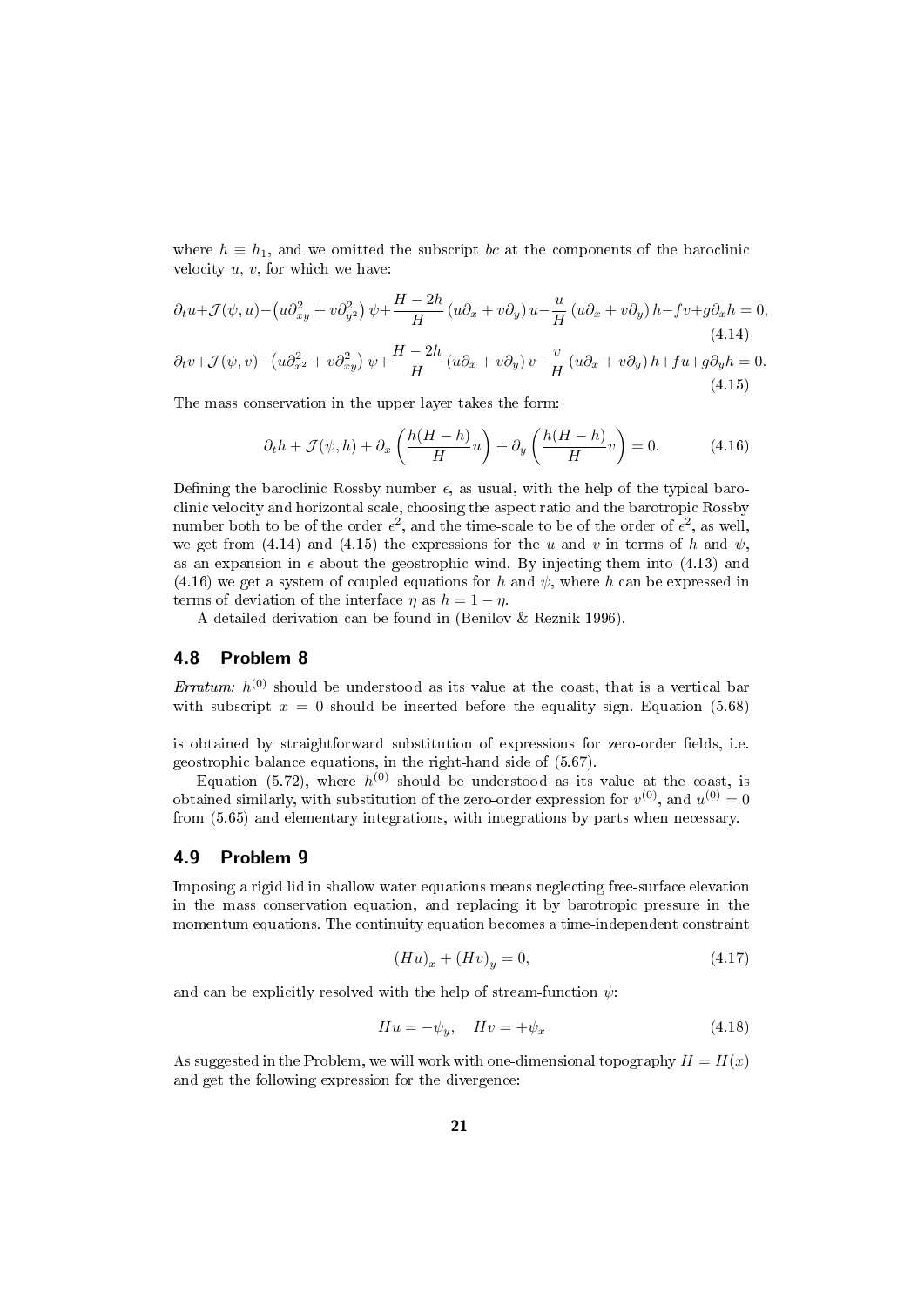where $h \equiv h_1$, and we omitted the subscript $bc$ at the components of the baroclinic velocity $u$, $v$, for which we have:

$$\partial_t u + \mathcal{J}(\psi, u) - \left(u\partial_{xy}^2 + v\partial_{y^2}^2\right)\psi + \frac{H-2h}{H}\left(u\partial_x + v\partial_y\right)u - \frac{u}{H}\left(u\partial_x + v\partial_y\right)h - fv + g\partial_x h = 0, \tag{4.14}$$

$$\partial_t v + \mathcal{J}(\psi, v) - \left(u\partial_{x^2}^2 + v\partial_{xy}^2\right)\psi + \frac{H-2h}{H}\left(u\partial_x + v\partial_y\right)v - \frac{v}{H}\left(u\partial_x + v\partial_y\right)h + fu + g\partial_y h = 0. \tag{4.15}$$

The mass conservation in the upper layer takes the form:

$$\partial_t h + \mathcal{J}(\psi, h) + \partial_x\left(\frac{h(H-h)}{H}u\right) + \partial_y\left(\frac{h(H-h)}{H}v\right) = 0. \tag{4.16}$$

Defining the baroclinic Rossby number $\epsilon$, as usual, with the help of the typical baroclinic velocity and horizontal scale, choosing the aspect ratio and the barotropic Rossby number both to be of the order $\epsilon^2$, and the time-scale to be of the order of $\epsilon^2$, as well, we get from (4.14) and (4.15) the expressions for the $u$ and $v$ in terms of $h$ and $\psi$, as an expansion in $\epsilon$ about the geostrophic wind. By injecting them into (4.13) and (4.16) we get a system of coupled equations for $h$ and $\psi$, where $h$ can be expressed in terms of deviation of the interface $\eta$ as $h = 1 - \eta$.

A detailed derivation can be found in (Benilov & Reznik 1996).

## 4.8 Problem 8

*Erratum:* $h^{(0)}$ should be understood as its value at the coast, that is a vertical bar with subscript $x = 0$ should be inserted before the equality sign. Equation (5.68) is obtained by straightforward substitution of expressions for zero-order fields, i.e. geostrophic balance equations, in the right-hand side of (5.67).

Equation (5.72), where $h^{(0)}$ should be understood as its value at the coast, is obtained similarly, with substitution of the zero-order expression for $v^{(0)}$, and $u^{(0)} = 0$ from (5.65) and elementary integrations, with integrations by parts when necessary.

## 4.9 Problem 9

Imposing a rigid lid in shallow water equations means neglecting free-surface elevation in the mass conservation equation, and replacing it by barotropic pressure in the momentum equations. The continuity equation becomes a time-independent constraint

$$(Hu)_x + (Hv)_y = 0, \tag{4.17}$$

and can be explicitly resolved with the help of stream-function $\psi$:

$$Hu = -\psi_y, \quad Hv = +\psi_x \tag{4.18}$$

As suggested in the Problem, we will work with one-dimensional topography $H = H(x)$ and get the following expression for the divergence: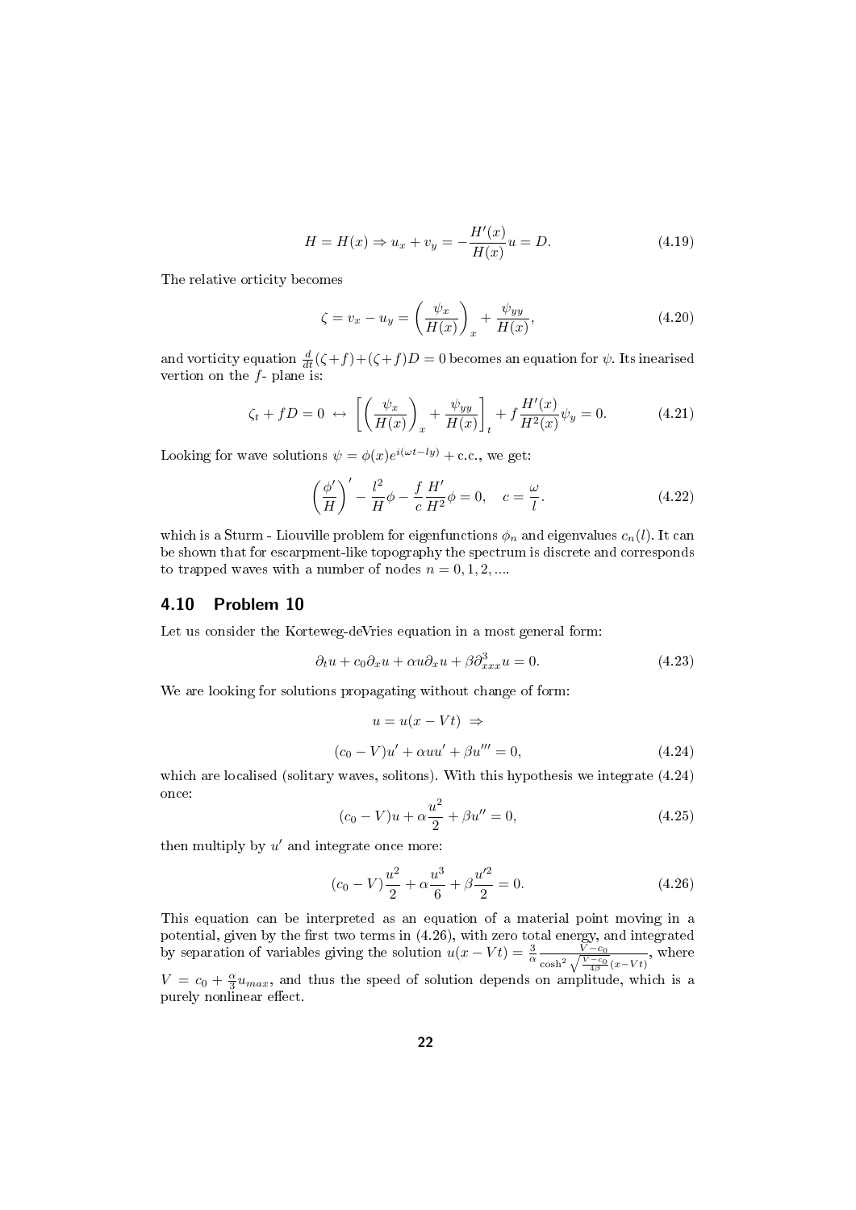$$H = H(x) \Rightarrow u_x + v_y = -\frac{H'(x)}{H(x)}u = D. \tag{4.19}$$

The relative orticity becomes

$$\zeta = v_x - u_y = \left(\frac{\psi_x}{H(x)}\right)_x + \frac{\psi_{yy}}{H(x)}, \tag{4.20}$$

and vorticity equation $\frac{d}{dt}(\zeta+f)+(\zeta+f)D = 0$ becomes an equation for $\psi$. Its inearised vertion on the $f$- plane is:

$$\zeta_t + fD = 0 \;\leftrightarrow\; \left[\left(\frac{\psi_x}{H(x)}\right)_x + \frac{\psi_{yy}}{H(x)}\right]_t + f\frac{H'(x)}{H^2(x)}\psi_y = 0. \tag{4.21}$$

Looking for wave solutions $\psi = \phi(x)e^{i(\omega t - ly)} + \text{c.c.}$, we get:

$$\left(\frac{\phi'}{H}\right)' - \frac{l^2}{H}\phi - \frac{f}{c}\frac{H'}{H^2}\phi = 0, \quad c = \frac{\omega}{l}. \tag{4.22}$$

which is a Sturm - Liouville problem for eigenfunctions $\phi_n$ and eigenvalues $c_n(l)$. It can be shown that for escarpment-like topography the spectrum is discrete and corresponds to trapped waves with a number of nodes $n = 0, 1, 2, ....$

## 4.10 Problem 10

Let us consider the Korteweg-deVries equation in a most general form:

$$\partial_t u + c_0 \partial_x u + \alpha u \partial_x u + \beta \partial^3_{xxx} u = 0. \tag{4.23}$$

We are looking for solutions propagating without change of form:

$$u = u(x - Vt) \;\Rightarrow$$

$$(c_0 - V)u' + \alpha u u' + \beta u''' = 0, \tag{4.24}$$

which are localised (solitary waves, solitons). With this hypothesis we integrate (4.24) once:

$$(c_0 - V)u + \alpha\frac{u^2}{2} + \beta u'' = 0, \tag{4.25}$$

then multiply by $u'$ and integrate once more:

$$(c_0 - V)\frac{u^2}{2} + \alpha\frac{u^3}{6} + \beta\frac{u'^2}{2} = 0. \tag{4.26}$$

This equation can be interpreted as an equation of a material point moving in a potential, given by the first two terms in (4.26), with zero total energy, and integrated by separation of variables giving the solution $u(x - Vt) = \frac{3}{\alpha}\frac{V - c_0}{\cosh^2\sqrt{\frac{V-c_0}{4\beta}}(x-Vt)}$, where $V = c_0 + \frac{\alpha}{3}u_{max}$, and thus the speed of solution depends on amplitude, which is a purely nonlinear effect.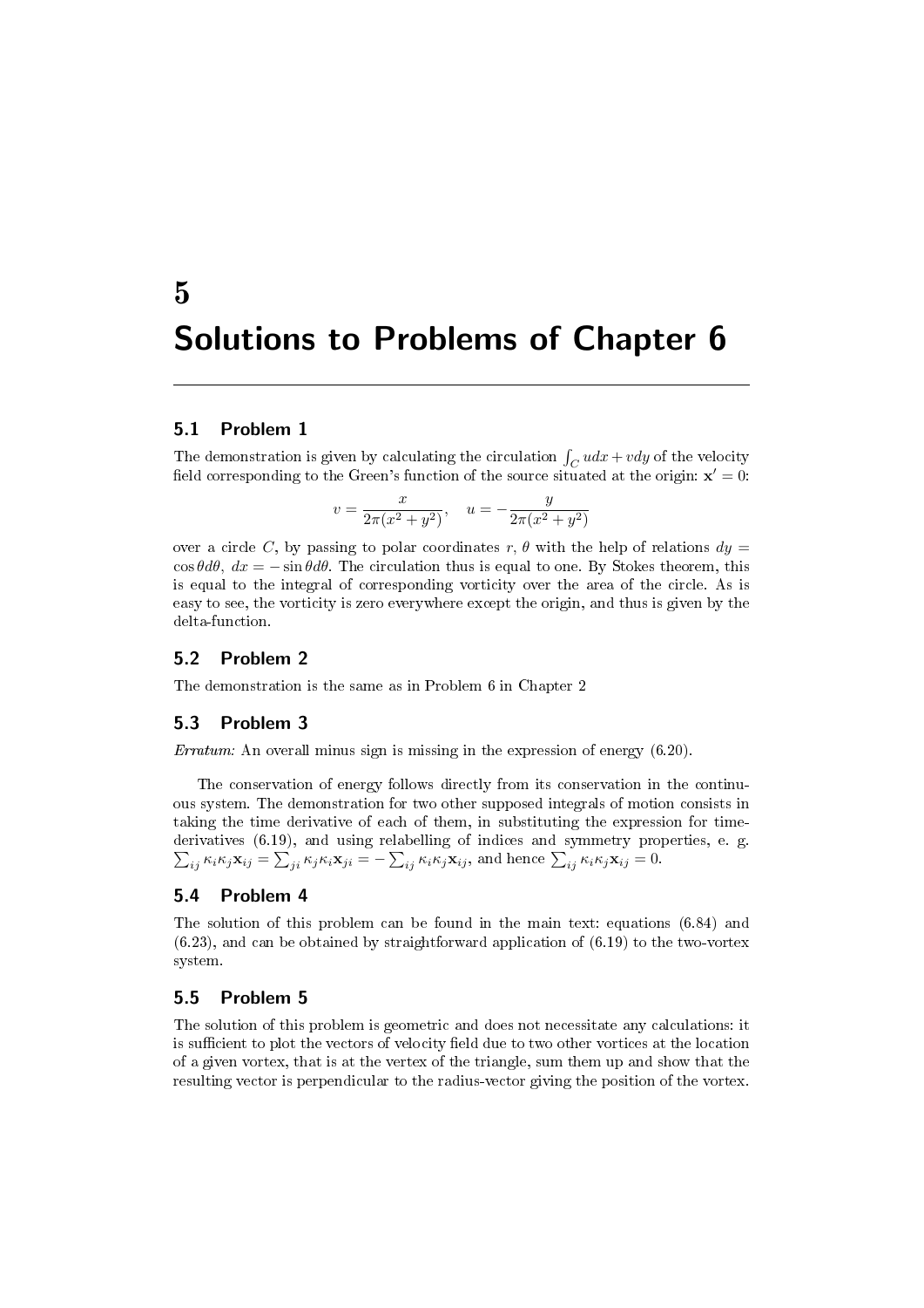# 5

# Solutions to Problems of Chapter 6

## 5.1 Problem 1

The demonstration is given by calculating the circulation $\int_C udx + vdy$ of the velocity field corresponding to the Green's function of the source situated at the origin: $\mathbf{x}' = 0$:

$$v = \frac{x}{2\pi(x^2+y^2)}, \quad u = -\frac{y}{2\pi(x^2+y^2)}$$

over a circle $C$, by passing to polar coordinates $r$, $\theta$ with the help of relations $dy = \cos\theta d\theta$, $dx = -\sin\theta d\theta$. The circulation thus is equal to one. By Stokes theorem, this is equal to the integral of corresponding vorticity over the area of the circle. As is easy to see, the vorticity is zero everywhere except the origin, and thus is given by the delta-function.

## 5.2 Problem 2

The demonstration is the same as in Problem 6 in Chapter 2

## 5.3 Problem 3

*Erratum:* An overall minus sign is missing in the expression of energy (6.20).

The conservation of energy follows directly from its conservation in the continuous system. The demonstration for two other supposed integrals of motion consists in taking the time derivative of each of them, in substituting the expression for time-derivatives (6.19), and using relabelling of indices and symmetry properties, e. g. $\sum_{ij} \kappa_i \kappa_j \mathbf{x}_{ij} = \sum_{ji} \kappa_j \kappa_i \mathbf{x}_{ji} = -\sum_{ij} \kappa_i \kappa_j \mathbf{x}_{ij}$, and hence $\sum_{ij} \kappa_i \kappa_j \mathbf{x}_{ij} = 0$.

## 5.4 Problem 4

The solution of this problem can be found in the main text: equations (6.84) and (6.23), and can be obtained by straightforward application of (6.19) to the two-vortex system.

## 5.5 Problem 5

The solution of this problem is geometric and does not necessitate any calculations: it is sufficient to plot the vectors of velocity field due to two other vortices at the location of a given vortex, that is at the vertex of the triangle, sum them up and show that the resulting vector is perpendicular to the radius-vector giving the position of the vortex.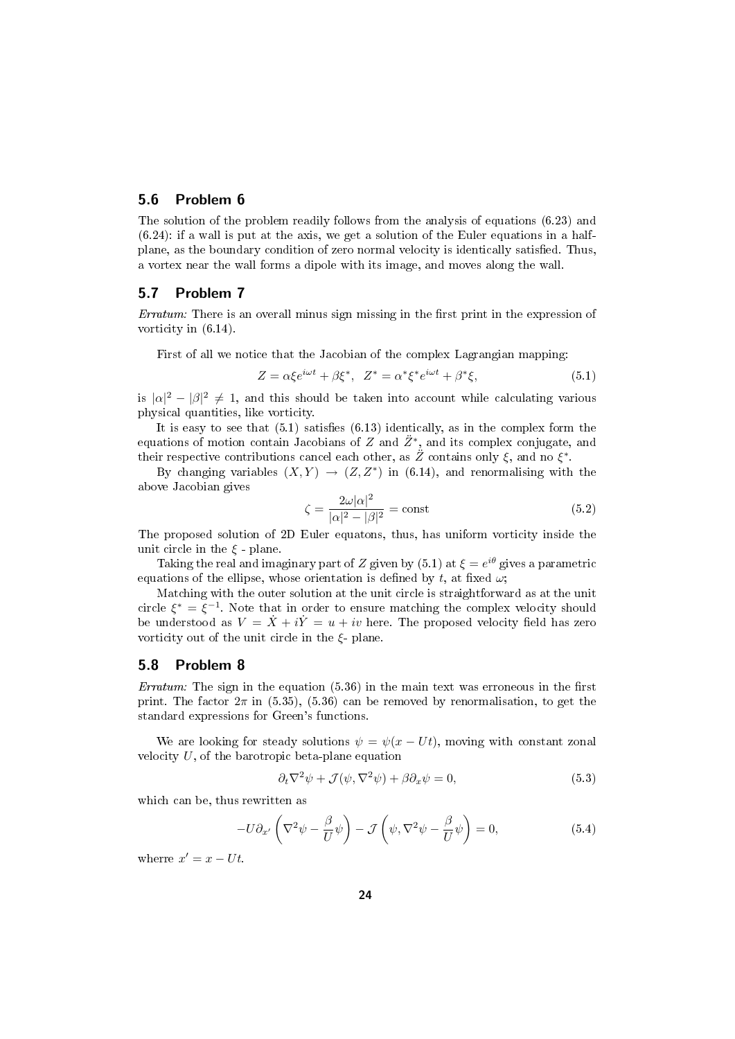## 5.6 Problem 6

The solution of the problem readily follows from the analysis of equations (6.23) and (6.24): if a wall is put at the axis, we get a solution of the Euler equations in a half-plane, as the boundary condition of zero normal velocity is identically satisfied. Thus, a vortex near the wall forms a dipole with its image, and moves along the wall.

## 5.7 Problem 7

*Erratum:* There is an overall minus sign missing in the first print in the expression of vorticity in (6.14).

First of all we notice that the Jacobian of the complex Lagrangian mapping:

$$Z = \alpha \xi e^{i\omega t} + \beta \xi^*, \quad Z^* = \alpha^* \xi^* e^{i\omega t} + \beta^* \xi, \tag{5.1}$$

is $|\alpha|^2 - |\beta|^2 \neq 1$, and this should be taken into account while calculating various physical quantities, like vorticity.

It is easy to see that (5.1) satisfies (6.13) identically, as in the complex form the equations of motion contain Jacobians of $Z$ and $\ddot{Z}^*$, and its complex conjugate, and their respective contributions cancel each other, as $\ddot{Z}$ contains only $\xi$, and no $\xi^*$.

By changing variables $(X, Y) \rightarrow (Z, Z^*)$ in (6.14), and renormalising with the above Jacobian gives

$$\zeta = \frac{2\omega |\alpha|^2}{|\alpha|^2 - |\beta|^2} = \text{const} \tag{5.2}$$

The proposed solution of 2D Euler equatons, thus, has uniform vorticity inside the unit circle in the $\xi$ - plane.

Taking the real and imaginary part of $Z$ given by (5.1) at $\xi = e^{i\theta}$ gives a parametric equations of the ellipse, whose orientation is defined by $t$, at fixed $\omega$;

Matching with the outer solution at the unit circle is straightforward as at the unit circle $\xi^* = \xi^{-1}$. Note that in order to ensure matching the complex velocity should be understood as $V = \dot{X} + i\dot{Y} = u + iv$ here. The proposed velocity field has zero vorticity out of the unit circle in the $\xi$- plane.

## 5.8 Problem 8

*Erratum:* The sign in the equation (5.36) in the main text was erroneous in the first print. The factor $2\pi$ in (5.35), (5.36) can be removed by renormalisation, to get the standard expressions for Green's functions.

We are looking for steady solutions $\psi = \psi(x - Ut)$, moving with constant zonal velocity $U$, of the barotropic beta-plane equation

$$\partial_t \nabla^2 \psi + \mathcal{J}(\psi, \nabla^2 \psi) + \beta \partial_x \psi = 0, \tag{5.3}$$

which can be, thus rewritten as

$$-U \partial_{x'} \left( \nabla^2 \psi - \frac{\beta}{U} \psi \right) - \mathcal{J} \left( \psi, \nabla^2 \psi - \frac{\beta}{U} \psi \right) = 0, \tag{5.4}$$

wherre $x' = x - Ut$.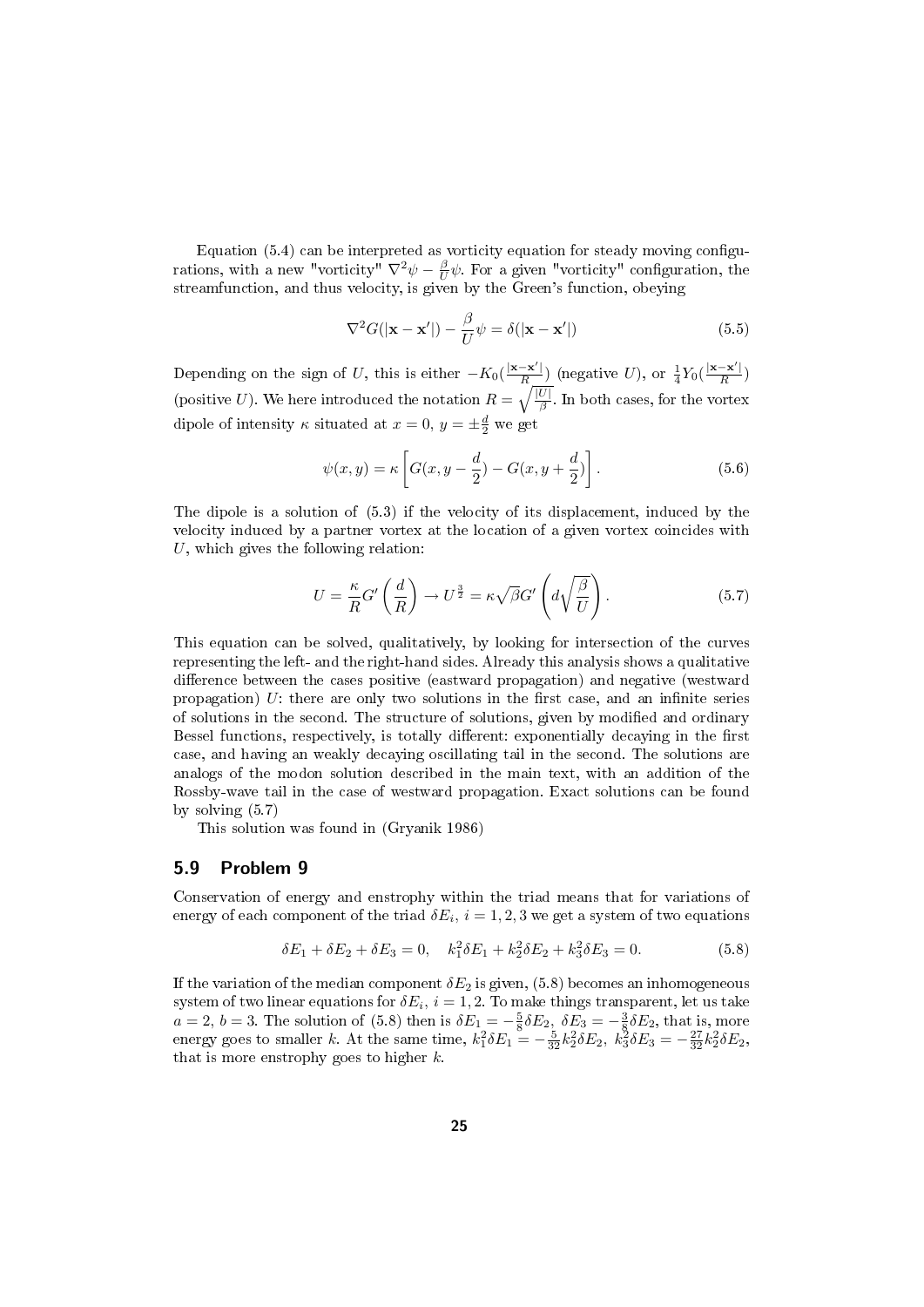Equation (5.4) can be interpreted as vorticity equation for steady moving configurations, with a new "vorticity" $\nabla^2\psi - \frac{\beta}{U}\psi$. For a given "vorticity" configuration, the streamfunction, and thus velocity, is given by the Green's function, obeying

$$\nabla^2 G(|\mathbf{x}-\mathbf{x}'|) - \frac{\beta}{U}\psi = \delta(|\mathbf{x}-\mathbf{x}'|) \tag{5.5}$$

Depending on the sign of $U$, this is either $-K_0(\frac{|\mathbf{x}-\mathbf{x}'|}{R})$ (negative $U$), or $\frac{1}{4}Y_0(\frac{|\mathbf{x}-\mathbf{x}'|}{R})$ (positive $U$). We here introduced the notation $R = \sqrt{\frac{|U|}{\beta}}$. In both cases, for the vortex dipole of intensity $\kappa$ situated at $x = 0$, $y = \pm\frac{d}{2}$ we get

$$\psi(x, y) = \kappa\left[G(x, y - \frac{d}{2}) - G(x, y + \frac{d}{2})\right]. \tag{5.6}$$

The dipole is a solution of (5.3) if the velocity of its displacement, induced by the velocity induced by a partner vortex at the location of a given vortex coincides with $U$, which gives the following relation:

$$U = \frac{\kappa}{R}G'\left(\frac{d}{R}\right) \to U^{\frac{3}{2}} = \kappa\sqrt{\beta}G'\left(d\sqrt{\frac{\beta}{U}}\right). \tag{5.7}$$

This equation can be solved, qualitatively, by looking for intersection of the curves representing the left- and the right-hand sides. Already this analysis shows a qualitative difference between the cases positive (eastward propagation) and negative (westward propagation) $U$: there are only two solutions in the first case, and an infinite series of solutions in the second. The structure of solutions, given by modified and ordinary Bessel functions, respectively, is totally different: exponentially decaying in the first case, and having an weakly decaying oscillating tail in the second. The solutions are analogs of the modon solution described in the main text, with an addition of the Rossby-wave tail in the case of westward propagation. Exact solutions can be found by solving (5.7)

This solution was found in (Gryanik 1986)

## 5.9 Problem 9

Conservation of energy and enstrophy within the triad means that for variations of energy of each component of the triad $\delta E_i$, $i = 1, 2, 3$ we get a system of two equations

$$\delta E_1 + \delta E_2 + \delta E_3 = 0, \quad k_1^2\delta E_1 + k_2^2\delta E_2 + k_3^2\delta E_3 = 0. \tag{5.8}$$

If the variation of the median component $\delta E_2$ is given, (5.8) becomes an inhomogeneous system of two linear equations for $\delta E_i$, $i = 1, 2$. To make things transparent, let us take $a = 2$, $b = 3$. The solution of (5.8) then is $\delta E_1 = -\frac{5}{8}\delta E_2$, $\delta E_3 = -\frac{3}{8}\delta E_2$, that is, more energy goes to smaller $k$. At the same time, $k_1^2\delta E_1 = -\frac{5}{32}k_2^2\delta E_2$, $k_3^2\delta E_3 = -\frac{27}{32}k_2^2\delta E_2$, that is more enstrophy goes to higher $k$.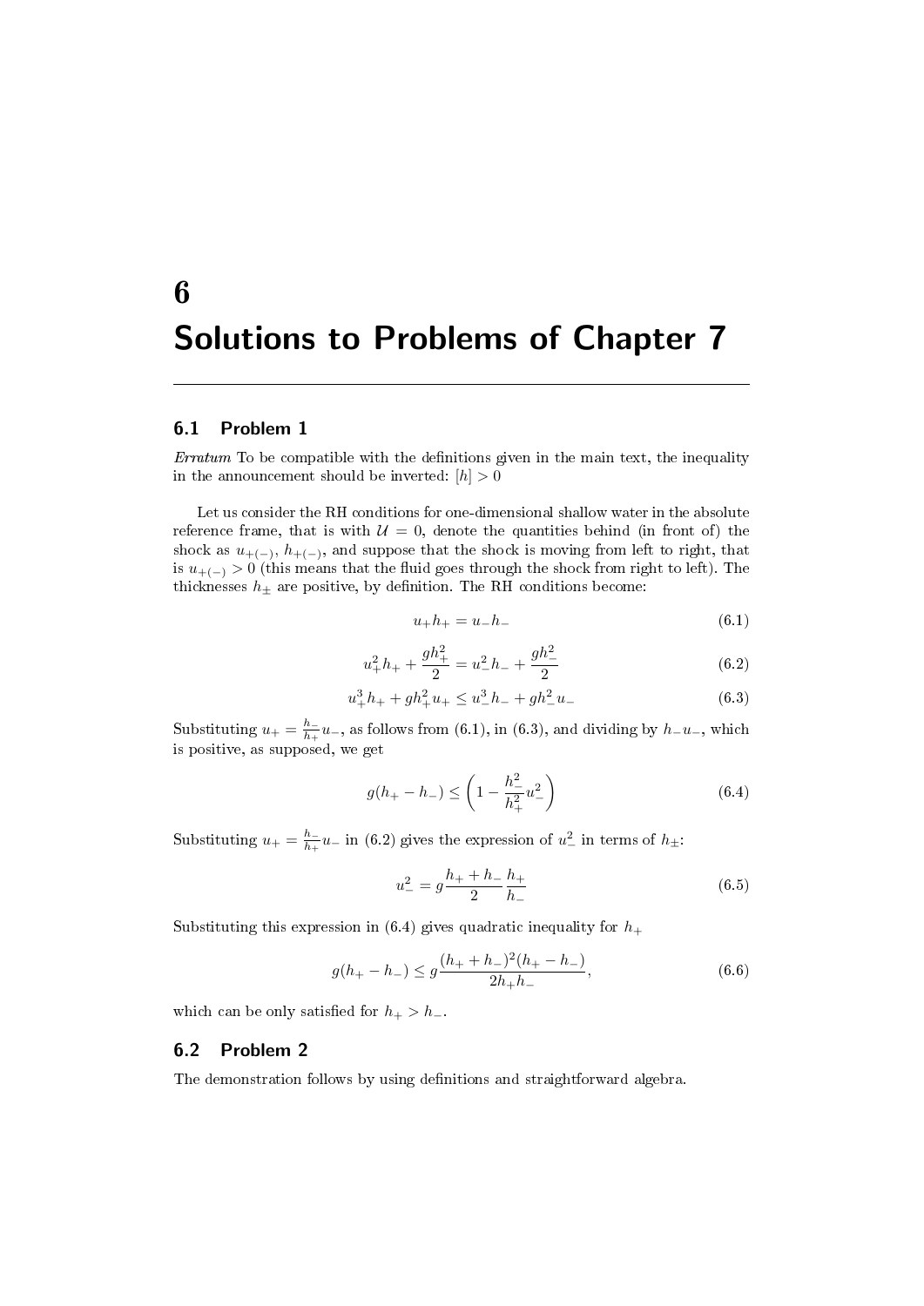# 6 Solutions to Problems of Chapter 7

## 6.1 Problem 1

*Erratum* To be compatible with the definitions given in the main text, the inequality in the announcement should be inverted: $[h] > 0$

Let us consider the RH conditions for one-dimensional shallow water in the absolute reference frame, that is with $\mathcal{U} = 0$, denote the quantities behind (in front of) the shock as $u_{+(-)}$, $h_{+(-)}$, and suppose that the shock is moving from left to right, that is $u_{+(-)} > 0$ (this means that the fluid goes through the shock from right to left). The thicknesses $h_\pm$ are positive, by definition. The RH conditions become:

$$u_+ h_+ = u_- h_- \tag{6.1}$$

$$u_+^2 h_+ + \frac{g h_+^2}{2} = u_-^2 h_- + \frac{g h_-^2}{2} \tag{6.2}$$

$$u_+^3 h_+ + g h_+^2 u_+ \leq u_-^3 h_- + g h_-^2 u_- \tag{6.3}$$

Substituting $u_+ = \frac{h_-}{h_+} u_-$, as follows from (6.1), in (6.3), and dividing by $h_- u_-$, which is positive, as supposed, we get

$$g(h_+ - h_-) \leq \left(1 - \frac{h_-^2}{h_+^2} u_-^2\right) \tag{6.4}$$

Substituting $u_+ = \frac{h_-}{h_+} u_-$ in (6.2) gives the expression of $u_-^2$ in terms of $h_\pm$:

$$u_-^2 = g \frac{h_+ + h_-}{2} \frac{h_+}{h_-} \tag{6.5}$$

Substituting this expression in (6.4) gives quadratic inequality for $h_+$

$$g(h_+ - h_-) \leq g \frac{(h_+ + h_-)^2 (h_+ - h_-)}{2 h_+ h_-}, \tag{6.6}$$

which can be only satisfied for $h_+ > h_-$.

## 6.2 Problem 2

The demonstration follows by using definitions and straightforward algebra.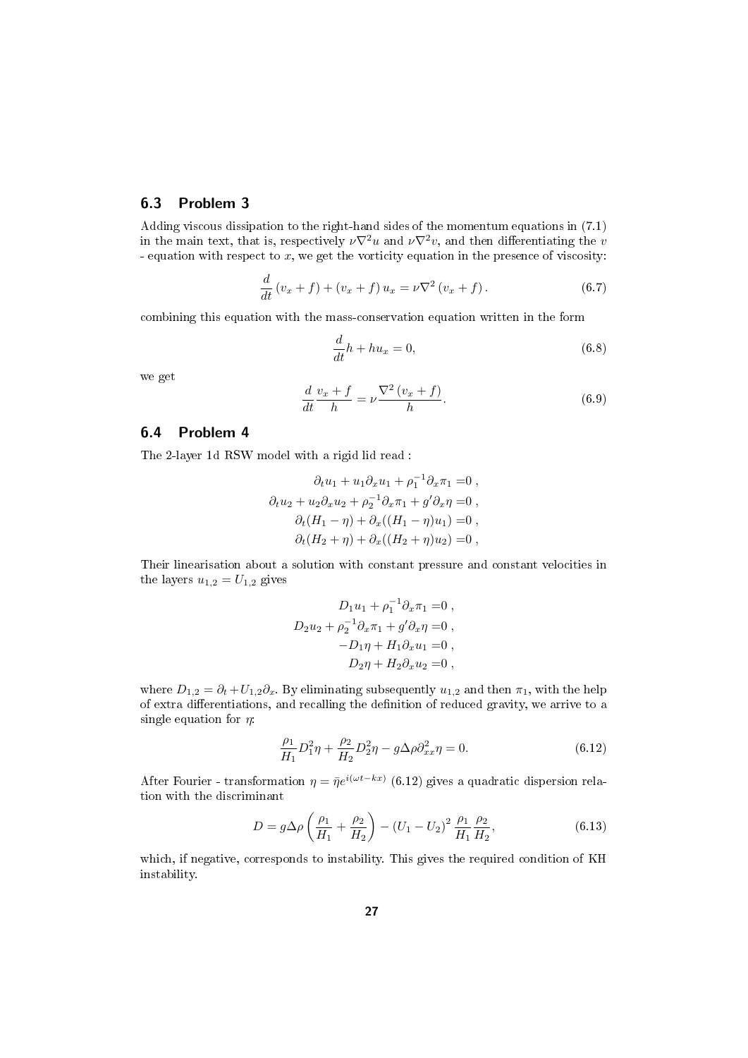### 6.3 Problem 3

Adding viscous dissipation to the right-hand sides of the momentum equations in (7.1) in the main text, that is, respectively $\nu\nabla^2 u$ and $\nu\nabla^2 v$, and then differentiating the $v$ - equation with respect to $x$, we get the vorticity equation in the presence of viscosity:

$$\frac{d}{dt}(v_x + f) + (v_x + f)\, u_x = \nu\nabla^2 (v_x + f)\,. \tag{6.7}$$

combining this equation with the mass-conservation equation written in the form

$$\frac{d}{dt}h + hu_x = 0, \tag{6.8}$$

we get

$$\frac{d}{dt}\frac{v_x + f}{h} = \nu\frac{\nabla^2 (v_x + f)}{h}. \tag{6.9}$$

### 6.4 Problem 4

The 2-layer 1d RSW model with a rigid lid read :

$$\begin{aligned}
\partial_t u_1 + u_1\partial_x u_1 + \rho_1^{-1}\partial_x \pi_1 &= 0\ ,\\
\partial_t u_2 + u_2\partial_x u_2 + \rho_2^{-1}\partial_x \pi_1 + g'\partial_x \eta &= 0\ ,\\
\partial_t (H_1 - \eta) + \partial_x((H_1 - \eta)u_1) &= 0\ ,\\
\partial_t (H_2 + \eta) + \partial_x((H_2 + \eta)u_2) &= 0\ ,
\end{aligned}$$

Their linearisation about a solution with constant pressure and constant velocities in the layers $u_{1,2} = U_{1,2}$ gives

$$\begin{aligned}
D_1 u_1 + \rho_1^{-1}\partial_x \pi_1 &= 0\ ,\\
D_2 u_2 + \rho_2^{-1}\partial_x \pi_1 + g'\partial_x \eta &= 0\ ,\\
-D_1 \eta + H_1\partial_x u_1 &= 0\ ,\\
D_2 \eta + H_2\partial_x u_2 &= 0\ ,
\end{aligned}$$

where $D_{1,2} = \partial_t + U_{1,2}\partial_x$. By eliminating subsequently $u_{1,2}$ and then $\pi_1$, with the help of extra differentiations, and recalling the definition of reduced gravity, we arrive to a single equation for $\eta$:

$$\frac{\rho_1}{H_1}D_1^2\eta + \frac{\rho_2}{H_2}D_2^2\eta - g\Delta\rho\partial_{xx}^2\eta = 0. \tag{6.12}$$

After Fourier - transformation $\eta = \bar{\eta}e^{i(\omega t - kx)}$ (6.12) gives a quadratic dispersion relation with the discriminant

$$D = g\Delta\rho\left(\frac{\rho_1}{H_1} + \frac{\rho_2}{H_2}\right) - (U_1 - U_2)^2\,\frac{\rho_1}{H_1}\frac{\rho_2}{H_2}, \tag{6.13}$$

which, if negative, corresponds to instability. This gives the required condition of KH instability.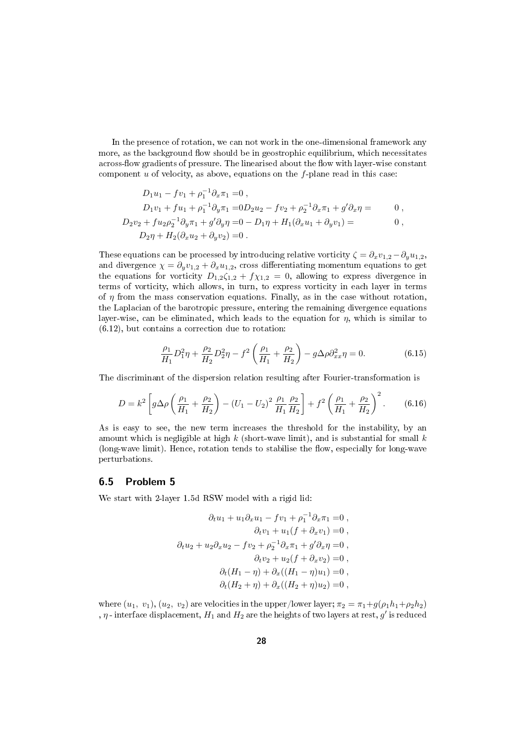In the presence of rotation, we can not work in the one-dimensional framework any more, as the background flow should be in geostrophic equilibrium, which necessitates across-flow gradients of pressure. The linearised about the flow with layer-wise constant component $u$ of velocity, as above, equations on the $f$-plane read in this case:

$$
\begin{aligned}
D_1 u_1 - f v_1 + \rho_1^{-1}\partial_x \pi_1 =& 0 \,, \\
D_1 v_1 + f u_1 + \rho_1^{-1}\partial_y \pi_1 =& 0 D_2 u_2 - f v_2 + \rho_2^{-1}\partial_x \pi_1 + g'\partial_x \eta = \qquad 0 \,, \\
D_2 v_2 + f u_2 \rho_2^{-1}\partial_y \pi_1 + g'\partial_y \eta =& 0 - D_1 \eta + H_1(\partial_x u_1 + \partial_y v_1) = \qquad 0 \,, \\
D_2 \eta + H_2(\partial_x u_2 + \partial_y v_2) =& 0 \,.
\end{aligned}
$$

These equations can be processed by introducing relative vorticity $\zeta = \partial_x v_{1,2} - \partial_y u_{1,2}$, and divergence $\chi = \partial_y v_{1,2} + \partial_x u_{1,2}$, cross differentiating momentum equations to get the equations for vorticity $D_{1,2}\zeta_{1,2} + f\chi_{1,2} = 0$, allowing to express divergence in terms of vorticity, which allows, in turn, to express vorticity in each layer in terms of $\eta$ from the mass conservation equations. Finally, as in the case without rotation, the Laplacian of the barotropic pressure, entering the remaining divergence equations layer-wise, can be eliminated, which leads to the equation for $\eta$, which is similar to (6.12), but contains a correction due to rotation:

$$
\frac{\rho_1}{H_1} D_1^2 \eta + \frac{\rho_2}{H_2} D_2^2 \eta - f^2 \left( \frac{\rho_1}{H_1} + \frac{\rho_2}{H_2} \right) - g\Delta\rho\, \partial_{xx}^2 \eta = 0. \tag{6.15}
$$

The discriminant of the dispersion relation resulting after Fourier-transformation is

$$
D = k^2 \left[ g\Delta\rho \left( \frac{\rho_1}{H_1} + \frac{\rho_2}{H_2} \right) - (U_1 - U_2)^2 \frac{\rho_1}{H_1}\frac{\rho_2}{H_2} \right] + f^2 \left( \frac{\rho_1}{H_1} + \frac{\rho_2}{H_2} \right)^2 . \tag{6.16}
$$

As is easy to see, the new term increases the threshold for the instability, by an amount which is negligible at high $k$ (short-wave limit), and is substantial for small $k$ (long-wave limit). Hence, rotation tends to stabilise the flow, especially for long-wave perturbations.

## 6.5 Problem 5

We start with 2-layer 1.5d RSW model with a rigid lid:

$$
\begin{aligned}
\partial_t u_1 + u_1 \partial_x u_1 - f v_1 + \rho_1^{-1}\partial_x \pi_1 =& 0 \,, \\
\partial_t v_1 + u_1(f + \partial_x v_1) =& 0 \,, \\
\partial_t u_2 + u_2 \partial_x u_2 - f v_2 + \rho_2^{-1}\partial_x \pi_1 + g'\partial_x \eta =& 0 \,, \\
\partial_t v_2 + u_2(f + \partial_x v_2) =& 0 \,, \\
\partial_t (H_1 - \eta) + \partial_x((H_1 - \eta)u_1) =& 0 \,, \\
\partial_t (H_2 + \eta) + \partial_x((H_2 + \eta)u_2) =& 0 \,,
\end{aligned}
$$

where $(u_1,\ v_1)$, $(u_2,\ v_2)$ are velocities in the upper/lower layer; $\pi_2 = \pi_1 + g(\rho_1 h_1 + \rho_2 h_2)$ , $\eta$ - interface displacement, $H_1$ and $H_2$ are the heights of two layers at rest, $g'$ is reduced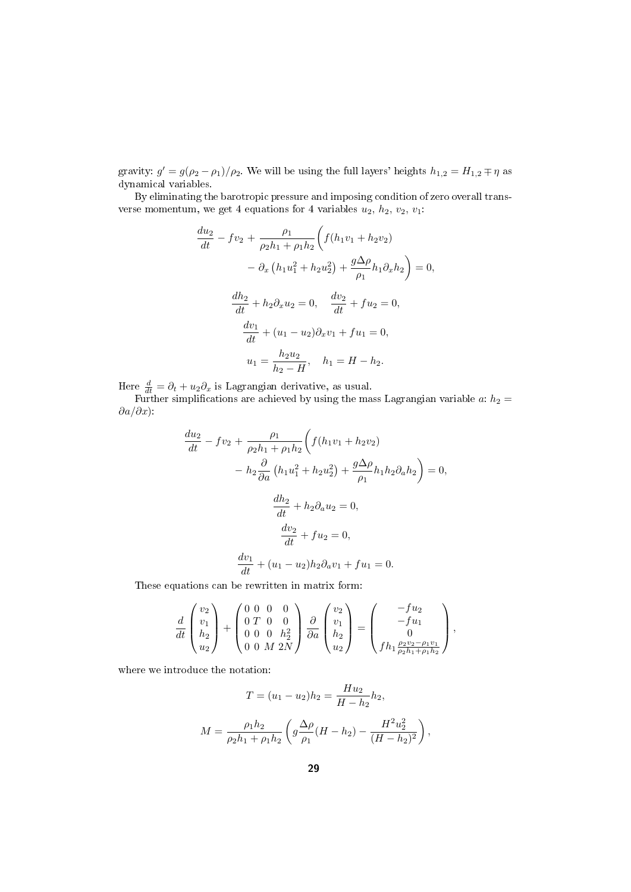gravity: $g' = g(\rho_2 - \rho_1)/\rho_2$. We will be using the full layers' heights $h_{1,2} = H_{1,2} \mp \eta$ as dynamical variables.

By eliminating the barotropic pressure and imposing condition of zero overall transverse momentum, we get 4 equations for 4 variables $u_2$, $h_2$, $v_2$, $v_1$:

$$
\begin{gathered}
\frac{du_2}{dt} - fv_2 + \frac{\rho_1}{\rho_2 h_1 + \rho_1 h_2}\bigg( f(h_1 v_1 + h_2 v_2) \\
- \partial_x \left(h_1 u_1^2 + h_2 u_2^2\right) + \frac{g\Delta\rho}{\rho_1} h_1 \partial_x h_2 \bigg) = 0, \\
\frac{dh_2}{dt} + h_2 \partial_x u_2 = 0, \quad \frac{dv_2}{dt} + fu_2 = 0, \\
\frac{dv_1}{dt} + (u_1 - u_2)\partial_x v_1 + fu_1 = 0, \\
u_1 = \frac{h_2 u_2}{h_2 - H}, \quad h_1 = H - h_2.
\end{gathered}
$$

Here $\frac{d}{dt} = \partial_t + u_2 \partial_x$ is Lagrangian derivative, as usual.

Further simplifications are achieved by using the mass Lagrangian variable $a$: $h_2 = \partial a / \partial x$):

$$
\begin{gathered}
\frac{du_2}{dt} - fv_2 + \frac{\rho_1}{\rho_2 h_1 + \rho_1 h_2}\bigg( f(h_1 v_1 + h_2 v_2) \\
- h_2 \frac{\partial}{\partial a}\left(h_1 u_1^2 + h_2 u_2^2\right) + \frac{g\Delta\rho}{\rho_1} h_1 h_2 \partial_a h_2 \bigg) = 0, \\
\frac{dh_2}{dt} + h_2 \partial_a u_2 = 0, \\
\frac{dv_2}{dt} + fu_2 = 0, \\
\frac{dv_1}{dt} + (u_1 - u_2) h_2 \partial_a v_1 + fu_1 = 0.
\end{gathered}
$$

These equations can be rewritten in matrix form:

$$
\frac{d}{dt}\begin{pmatrix} v_2 \\ v_1 \\ h_2 \\ u_2 \end{pmatrix} + \begin{pmatrix} 0 & 0 & 0 & 0 \\ 0 & T & 0 & 0 \\ 0 & 0 & 0 & h_2^2 \\ 0 & 0 & M & 2N \end{pmatrix} \frac{\partial}{\partial a}\begin{pmatrix} v_2 \\ v_1 \\ h_2 \\ u_2 \end{pmatrix} = \begin{pmatrix} -fu_2 \\ -fu_1 \\ 0 \\ fh_1 \frac{\rho_2 v_2 - \rho_1 v_1}{\rho_2 h_1 + \rho_1 h_2} \end{pmatrix},
$$

where we introduce the notation:

$$
T = (u_1 - u_2) h_2 = \frac{H u_2}{H - h_2} h_2,
$$

$$
M = \frac{\rho_1 h_2}{\rho_2 h_1 + \rho_1 h_2}\left( g\frac{\Delta\rho}{\rho_1}(H - h_2) - \frac{H^2 u_2^2}{(H - h_2)^2} \right),
$$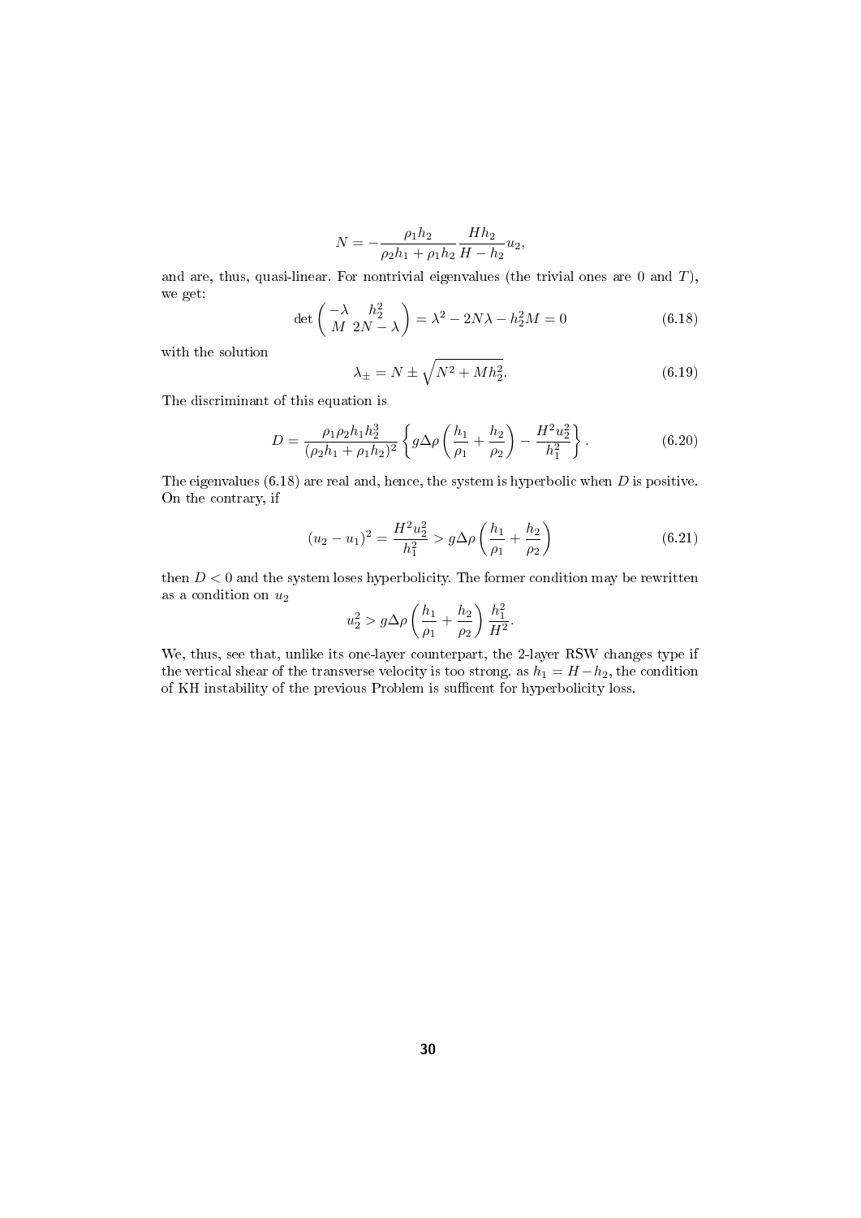$$N = -\frac{\rho_1 h_2}{\rho_2 h_1 + \rho_1 h_2} \frac{H h_2}{H - h_2} u_2,$$

and are, thus, quasi-linear. For nontrivial eigenvalues (the trivial ones are 0 and $T$), we get:

$$\det \begin{pmatrix} -\lambda & h_2^2 \\ M & 2N - \lambda \end{pmatrix} = \lambda^2 - 2N\lambda - h_2^2 M = 0 \tag{6.18}$$

with the solution

$$\lambda_{\pm} = N \pm \sqrt{N^2 + M h_2^2}. \tag{6.19}$$

The discriminant of this equation is

$$D = \frac{\rho_1 \rho_2 h_1 h_2^3}{(\rho_2 h_1 + \rho_1 h_2)^2} \left\{ g\Delta\rho \left( \frac{h_1}{\rho_1} + \frac{h_2}{\rho_2} \right) - \frac{H^2 u_2^2}{h_1^2} \right\}. \tag{6.20}$$

The eigenvalues (6.18) are real and, hence, the system is hyperbolic when $D$ is positive. On the contrary, if

$$(u_2 - u_1)^2 = \frac{H^2 u_2^2}{h_1^2} > g\Delta\rho \left( \frac{h_1}{\rho_1} + \frac{h_2}{\rho_2} \right) \tag{6.21}$$

then $D < 0$ and the system loses hyperbolicity. The former condition may be rewritten as a condition on $u_2$

$$u_2^2 > g\Delta\rho \left( \frac{h_1}{\rho_1} + \frac{h_2}{\rho_2} \right) \frac{h_1^2}{H^2}.$$

We, thus, see that, unlike its one-layer counterpart, the 2-layer RSW changes type if the vertical shear of the transverse velocity is too strong. as $h_1 = H - h_2$, the condition of KH instability of the previous Problem is sufficent for hyperbolicity loss.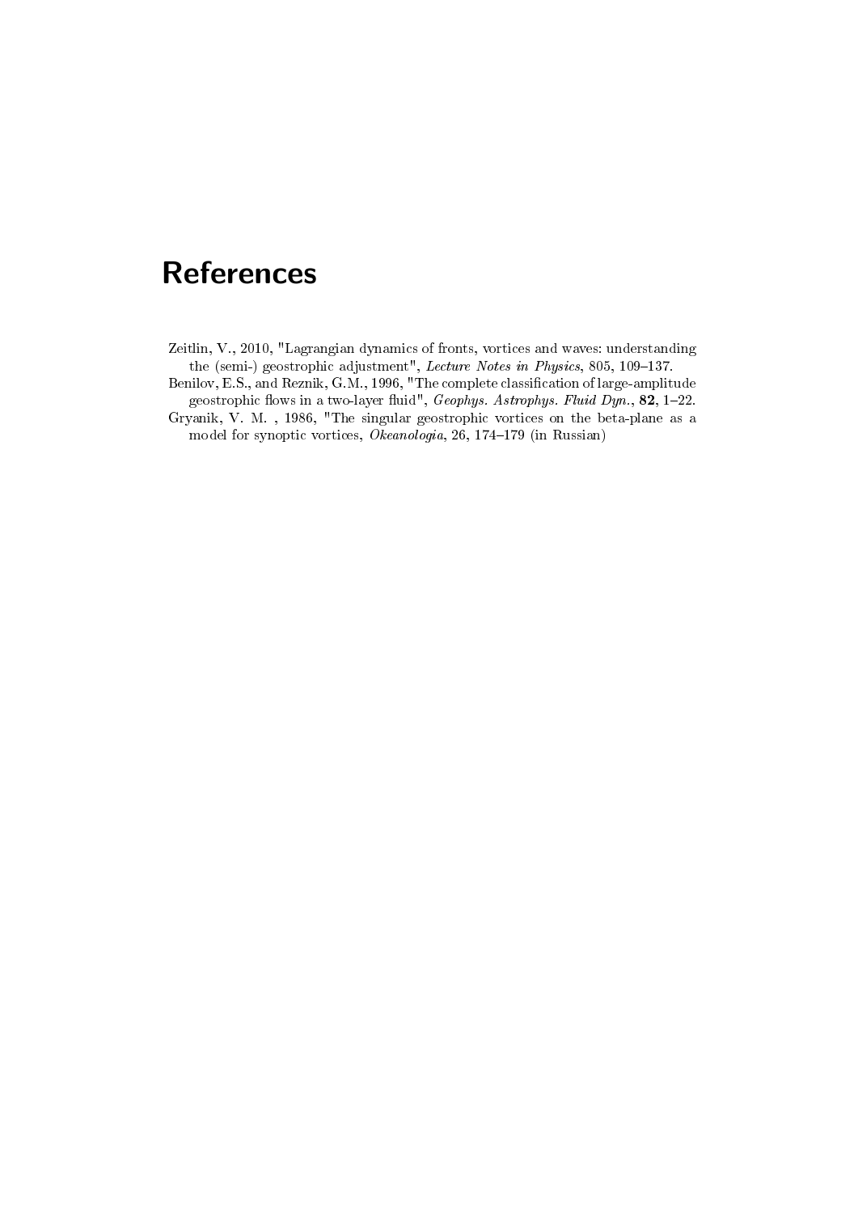# References

Zeitlin, V., 2010, "Lagrangian dynamics of fronts, vortices and waves: understanding the (semi-) geostrophic adjustment", *Lecture Notes in Physics*, 805, 109–137.

Benilov, E.S., and Reznik, G.M., 1996, "The complete classification of large-amplitude geostrophic flows in a two-layer fluid", *Geophys. Astrophys. Fluid Dyn.*, **82**, 1–22.

Gryanik, V. M. , 1986, "The singular geostrophic vortices on the beta-plane as a model for synoptic vortices, *Okeanologia*, 26, 174–179 (in Russian)